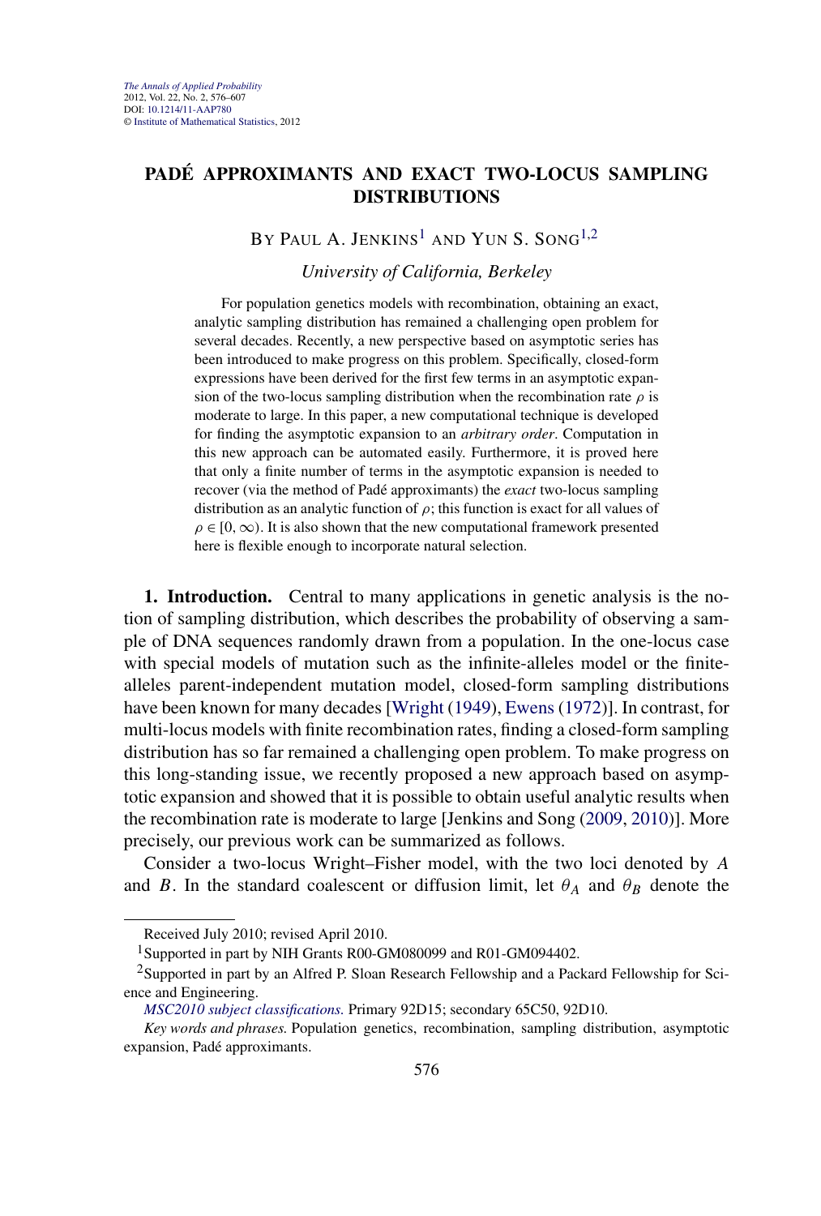# PADÉ APPROXIMANTS AND EXACT TWO-LOCUS SAMPLING DISTRIBUTIONS

By Paul A. Jenkins[1] and Yun S. Song[1,2]

*University of California, Berkeley*

For population genetics models with recombination, obtaining an exact, analytic sampling distribution has remained a challenging open problem for several decades. Recently, a new perspective based on asymptotic series has been introduced to make progress on this problem. Specifically, closed-form expressions have been derived for the first few terms in an asymptotic expansion of the two-locus sampling distribution when the recombination rate $\rho$ is moderate to large. In this paper, a new computational technique is developed for finding the asymptotic expansion to an *arbitrary order*. Computation in this new approach can be automated easily. Furthermore, it is proved here that only a finite number of terms in the asymptotic expansion is needed to recover (via the method of Padé approximants) the *exact* two-locus sampling distribution as an analytic function of $\rho$; this function is exact for all values of $\rho \in [0, \infty)$. It is also shown that the new computational framework presented here is flexible enough to incorporate natural selection.

**1. Introduction.** Central to many applications in genetic analysis is the notion of sampling distribution, which describes the probability of observing a sample of DNA sequences randomly drawn from a population. In the one-locus case with special models of mutation such as the infinite-alleles model or the finite-alleles parent-independent mutation model, closed-form sampling distributions have been known for many decades [Wright (1949), Ewens (1972)]. In contrast, for multi-locus models with finite recombination rates, finding a closed-form sampling distribution has so far remained a challenging open problem. To make progress on this long-standing issue, we recently proposed a new approach based on asymptotic expansion and showed that it is possible to obtain useful analytic results when the recombination rate is moderate to large [Jenkins and Song (2009, 2010)]. More precisely, our previous work can be summarized as follows.

Consider a two-locus Wright–Fisher model, with the two loci denoted by $A$ and $B$. In the standard coalescent or diffusion limit, let $\theta_A$ and $\theta_B$ denote the

---

Received July 2010; revised April 2010.

[1] Supported in part by NIH Grants R00-GM080099 and R01-GM094402.

[2] Supported in part by an Alfred P. Sloan Research Fellowship and a Packard Fellowship for Science and Engineering.

*MSC2010 subject classifications.* Primary 92D15; secondary 65C50, 92D10.

*Key words and phrases.* Population genetics, recombination, sampling distribution, asymptotic expansion, Padé approximants.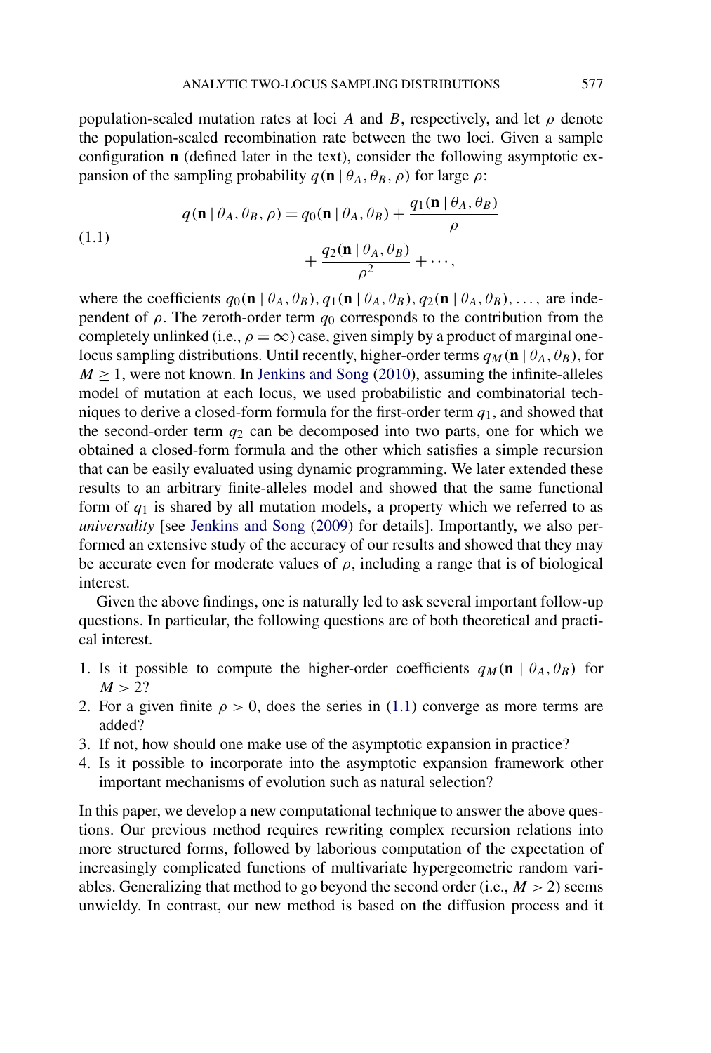population-scaled mutation rates at loci $A$ and $B$, respectively, and let $\rho$ denote the population-scaled recombination rate between the two loci. Given a sample configuration $\mathbf{n}$ (defined later in the text), consider the following asymptotic expansion of the sampling probability $q(\mathbf{n} \mid \theta_A, \theta_B, \rho)$ for large $\rho$:

$$q(\mathbf{n} \mid \theta_A, \theta_B, \rho) = q_0(\mathbf{n} \mid \theta_A, \theta_B) + \frac{q_1(\mathbf{n} \mid \theta_A, \theta_B)}{\rho} + \frac{q_2(\mathbf{n} \mid \theta_A, \theta_B)}{\rho^2} + \cdots, \tag{1.1}$$

where the coefficients $q_0(\mathbf{n} \mid \theta_A, \theta_B), q_1(\mathbf{n} \mid \theta_A, \theta_B), q_2(\mathbf{n} \mid \theta_A, \theta_B), \ldots,$ are independent of $\rho$. The zeroth-order term $q_0$ corresponds to the contribution from the completely unlinked (i.e., $\rho = \infty$) case, given simply by a product of marginal one-locus sampling distributions. Until recently, higher-order terms $q_M(\mathbf{n} \mid \theta_A, \theta_B)$, for $M \geq 1$, were not known. In Jenkins and Song (2010), assuming the infinite-alleles model of mutation at each locus, we used probabilistic and combinatorial techniques to derive a closed-form formula for the first-order term $q_1$, and showed that the second-order term $q_2$ can be decomposed into two parts, one for which we obtained a closed-form formula and the other which satisfies a simple recursion that can be easily evaluated using dynamic programming. We later extended these results to an arbitrary finite-alleles model and showed that the same functional form of $q_1$ is shared by all mutation models, a property which we referred to as *universality* [see Jenkins and Song (2009) for details]. Importantly, we also performed an extensive study of the accuracy of our results and showed that they may be accurate even for moderate values of $\rho$, including a range that is of biological interest.

Given the above findings, one is naturally led to ask several important follow-up questions. In particular, the following questions are of both theoretical and practical interest.

1. Is it possible to compute the higher-order coefficients $q_M(\mathbf{n} \mid \theta_A, \theta_B)$ for $M > 2$?
2. For a given finite $\rho > 0$, does the series in (1.1) converge as more terms are added?
3. If not, how should one make use of the asymptotic expansion in practice?
4. Is it possible to incorporate into the asymptotic expansion framework other important mechanisms of evolution such as natural selection?

In this paper, we develop a new computational technique to answer the above questions. Our previous method requires rewriting complex recursion relations into more structured forms, followed by laborious computation of the expectation of increasingly complicated functions of multivariate hypergeometric random variables. Generalizing that method to go beyond the second order (i.e., $M > 2$) seems unwieldy. In contrast, our new method is based on the diffusion process and it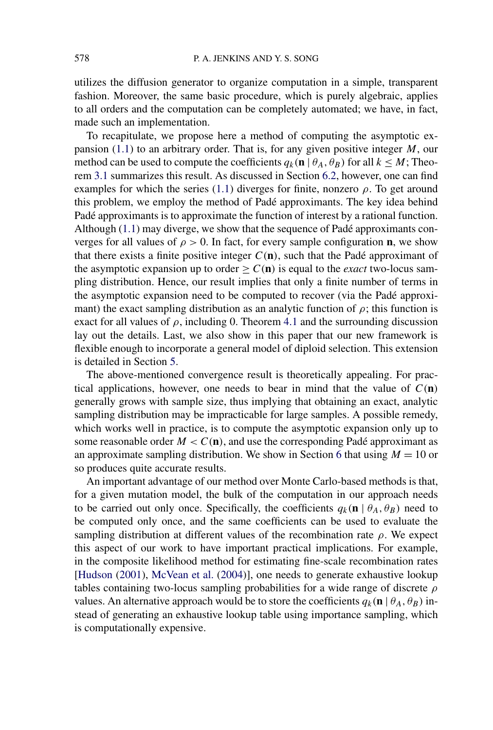utilizes the diffusion generator to organize computation in a simple, transparent fashion. Moreover, the same basic procedure, which is purely algebraic, applies to all orders and the computation can be completely automated; we have, in fact, made such an implementation.

To recapitulate, we propose here a method of computing the asymptotic expansion (1.1) to an arbitrary order. That is, for any given positive integer $M$, our method can be used to compute the coefficients $q_k(\mathbf{n} \mid \theta_A, \theta_B)$ for all $k \leq M$; Theorem 3.1 summarizes this result. As discussed in Section 6.2, however, one can find examples for which the series (1.1) diverges for finite, nonzero $\rho$. To get around this problem, we employ the method of Padé approximants. The key idea behind Padé approximants is to approximate the function of interest by a rational function. Although (1.1) may diverge, we show that the sequence of Padé approximants converges for all values of $\rho > 0$. In fact, for every sample configuration $\mathbf{n}$, we show that there exists a finite positive integer $C(\mathbf{n})$, such that the Padé approximant of the asymptotic expansion up to order $\geq C(\mathbf{n})$ is equal to the *exact* two-locus sampling distribution. Hence, our result implies that only a finite number of terms in the asymptotic expansion need to be computed to recover (via the Padé approximant) the exact sampling distribution as an analytic function of $\rho$; this function is exact for all values of $\rho$, including 0. Theorem 4.1 and the surrounding discussion lay out the details. Last, we also show in this paper that our new framework is flexible enough to incorporate a general model of diploid selection. This extension is detailed in Section 5.

The above-mentioned convergence result is theoretically appealing. For practical applications, however, one needs to bear in mind that the value of $C(\mathbf{n})$ generally grows with sample size, thus implying that obtaining an exact, analytic sampling distribution may be impracticable for large samples. A possible remedy, which works well in practice, is to compute the asymptotic expansion only up to some reasonable order $M < C(\mathbf{n})$, and use the corresponding Padé approximant as an approximate sampling distribution. We show in Section 6 that using $M = 10$ or so produces quite accurate results.

An important advantage of our method over Monte Carlo-based methods is that, for a given mutation model, the bulk of the computation in our approach needs to be carried out only once. Specifically, the coefficients $q_k(\mathbf{n} \mid \theta_A, \theta_B)$ need to be computed only once, and the same coefficients can be used to evaluate the sampling distribution at different values of the recombination rate $\rho$. We expect this aspect of our work to have important practical implications. For example, in the composite likelihood method for estimating fine-scale recombination rates [Hudson (2001), McVean et al. (2004)], one needs to generate exhaustive lookup tables containing two-locus sampling probabilities for a wide range of discrete $\rho$ values. An alternative approach would be to store the coefficients $q_k(\mathbf{n} \mid \theta_A, \theta_B)$ instead of generating an exhaustive lookup table using importance sampling, which is computationally expensive.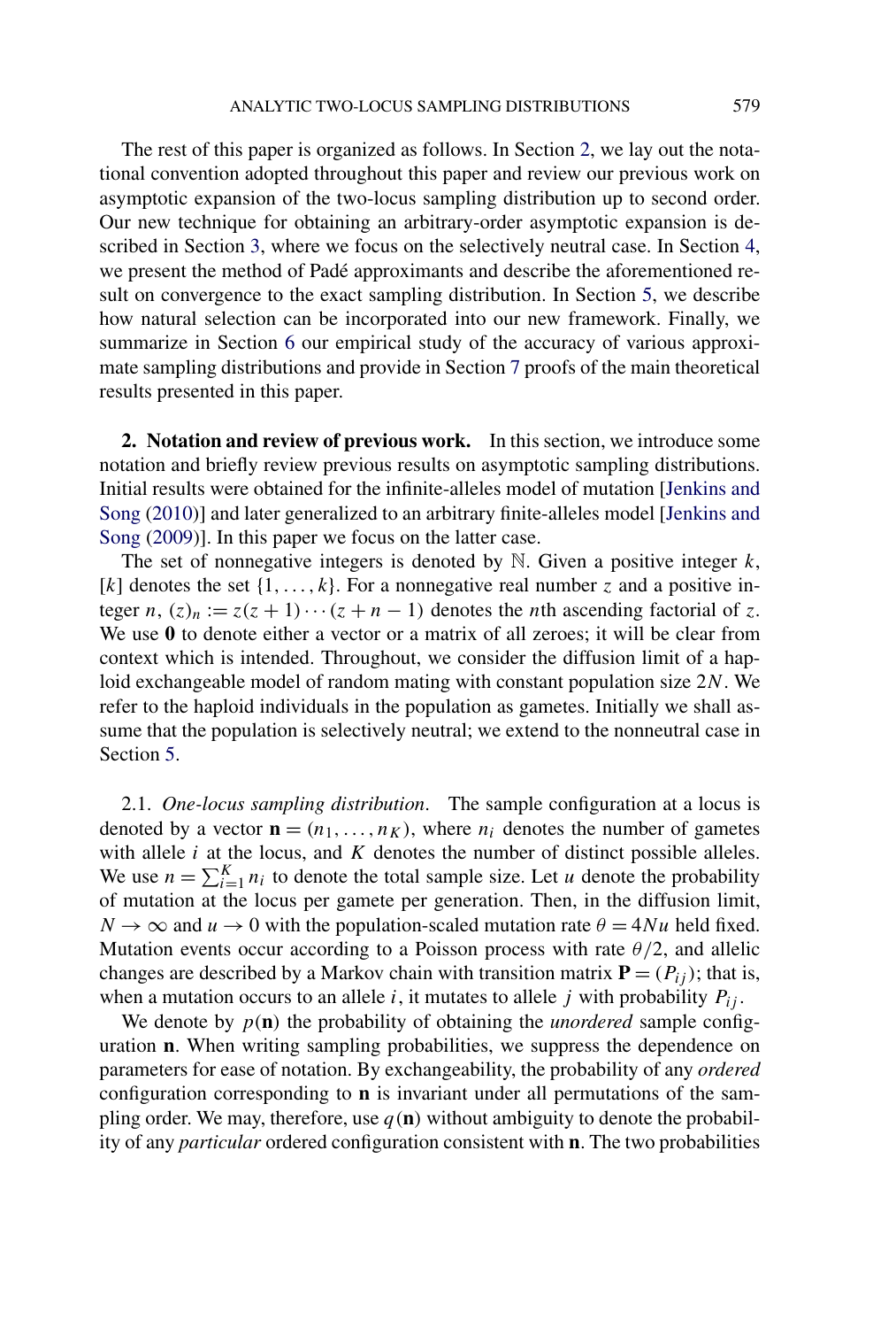The rest of this paper is organized as follows. In Section 2, we lay out the notational convention adopted throughout this paper and review our previous work on asymptotic expansion of the two-locus sampling distribution up to second order. Our new technique for obtaining an arbitrary-order asymptotic expansion is described in Section 3, where we focus on the selectively neutral case. In Section 4, we present the method of Padé approximants and describe the aforementioned result on convergence to the exact sampling distribution. In Section 5, we describe how natural selection can be incorporated into our new framework. Finally, we summarize in Section 6 our empirical study of the accuracy of various approximate sampling distributions and provide in Section 7 proofs of the main theoretical results presented in this paper.

## 2. Notation and review of previous work.

In this section, we introduce some notation and briefly review previous results on asymptotic sampling distributions. Initial results were obtained for the infinite-alleles model of mutation [Jenkins and Song (2010)] and later generalized to an arbitrary finite-alleles model [Jenkins and Song (2009)]. In this paper we focus on the latter case.

The set of nonnegative integers is denoted by $\mathbb{N}$. Given a positive integer $k$, $[k]$ denotes the set $\{1, \ldots, k\}$. For a nonnegative real number $z$ and a positive integer $n$, $(z)_n := z(z+1)\cdots(z+n-1)$ denotes the $n$th ascending factorial of $z$. We use $\mathbf{0}$ to denote either a vector or a matrix of all zeroes; it will be clear from context which is intended. Throughout, we consider the diffusion limit of a haploid exchangeable model of random mating with constant population size $2N$. We refer to the haploid individuals in the population as gametes. Initially we shall assume that the population is selectively neutral; we extend to the nonneutral case in Section 5.

### 2.1. *One-locus sampling distribution*.

The sample configuration at a locus is denoted by a vector $\mathbf{n} = (n_1, \ldots, n_K)$, where $n_i$ denotes the number of gametes with allele $i$ at the locus, and $K$ denotes the number of distinct possible alleles. We use $n = \sum_{i=1}^{K} n_i$ to denote the total sample size. Let $u$ denote the probability of mutation at the locus per gamete per generation. Then, in the diffusion limit, $N \to \infty$ and $u \to 0$ with the population-scaled mutation rate $\theta = 4Nu$ held fixed. Mutation events occur according to a Poisson process with rate $\theta/2$, and allelic changes are described by a Markov chain with transition matrix $\mathbf{P} = (P_{ij})$; that is, when a mutation occurs to an allele $i$, it mutates to allele $j$ with probability $P_{ij}$.

We denote by $p(\mathbf{n})$ the probability of obtaining the *unordered* sample configuration $\mathbf{n}$. When writing sampling probabilities, we suppress the dependence on parameters for ease of notation. By exchangeability, the probability of any *ordered* configuration corresponding to $\mathbf{n}$ is invariant under all permutations of the sampling order. We may, therefore, use $q(\mathbf{n})$ without ambiguity to denote the probability of any *particular* ordered configuration consistent with $\mathbf{n}$. The two probabilities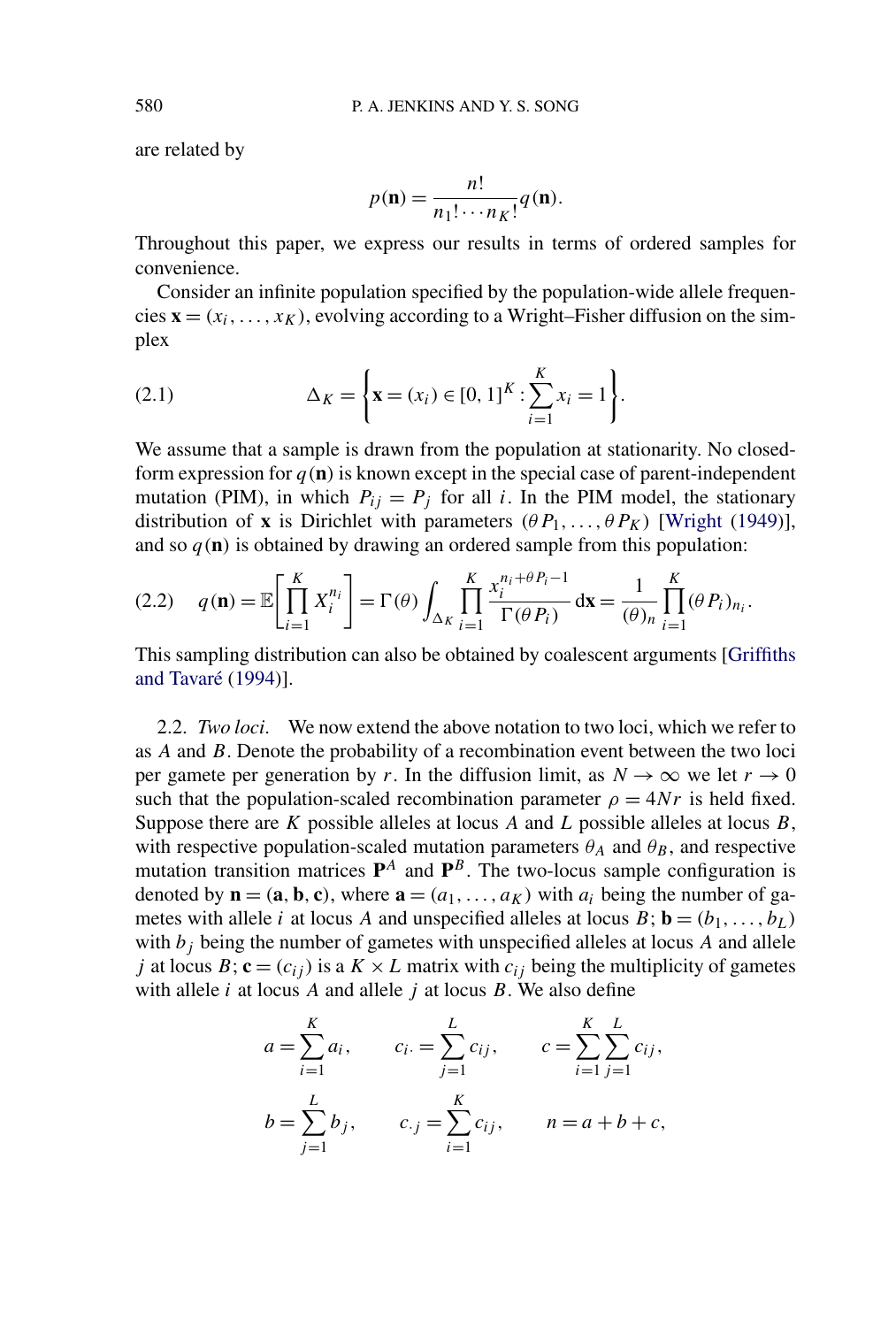are related by

$$p(\mathbf{n}) = \frac{n!}{n_1! \cdots n_K!} q(\mathbf{n}).$$

Throughout this paper, we express our results in terms of ordered samples for convenience.

Consider an infinite population specified by the population-wide allele frequencies $\mathbf{x} = (x_i, \ldots, x_K)$, evolving according to a Wright–Fisher diffusion on the simplex

$$\Delta_K = \left\{ \mathbf{x} = (x_i) \in [0, 1]^K : \sum_{i=1}^{K} x_i = 1 \right\}. \tag{2.1}$$

We assume that a sample is drawn from the population at stationarity. No closed-form expression for $q(\mathbf{n})$ is known except in the special case of parent-independent mutation (PIM), in which $P_{ij} = P_j$ for all $i$. In the PIM model, the stationary distribution of $\mathbf{x}$ is Dirichlet with parameters $(\theta P_1, \ldots, \theta P_K)$ [Wright (1949)], and so $q(\mathbf{n})$ is obtained by drawing an ordered sample from this population:

$$q(\mathbf{n}) = \mathbb{E}\left[ \prod_{i=1}^{K} X_i^{n_i} \right] = \Gamma(\theta) \int_{\Delta_K} \prod_{i=1}^{K} \frac{x_i^{n_i + \theta P_i - 1}}{\Gamma(\theta P_i)} \, \mathrm{d}\mathbf{x} = \frac{1}{(\theta)_n} \prod_{i=1}^{K} (\theta P_i)_{n_i}. \tag{2.2}$$

This sampling distribution can also be obtained by coalescent arguments [Griffiths and Tavaré (1994)].

2.2. *Two loci.* We now extend the above notation to two loci, which we refer to as $A$ and $B$. Denote the probability of a recombination event between the two loci per gamete per generation by $r$. In the diffusion limit, as $N \to \infty$ we let $r \to 0$ such that the population-scaled recombination parameter $\rho = 4Nr$ is held fixed. Suppose there are $K$ possible alleles at locus $A$ and $L$ possible alleles at locus $B$, with respective population-scaled mutation parameters $\theta_A$ and $\theta_B$, and respective mutation transition matrices $\mathbf{P}^A$ and $\mathbf{P}^B$. The two-locus sample configuration is denoted by $\mathbf{n} = (\mathbf{a}, \mathbf{b}, \mathbf{c})$, where $\mathbf{a} = (a_1, \ldots, a_K)$ with $a_i$ being the number of gametes with allele $i$ at locus $A$ and unspecified alleles at locus $B$; $\mathbf{b} = (b_1, \ldots, b_L)$ with $b_j$ being the number of gametes with unspecified alleles at locus $A$ and allele $j$ at locus $B$; $\mathbf{c} = (c_{ij})$ is a $K \times L$ matrix with $c_{ij}$ being the multiplicity of gametes with allele $i$ at locus $A$ and allele $j$ at locus $B$. We also define

$$a = \sum_{i=1}^{K} a_i, \qquad c_{i\cdot} = \sum_{j=1}^{L} c_{ij}, \qquad c = \sum_{i=1}^{K} \sum_{j=1}^{L} c_{ij},$$

$$b = \sum_{j=1}^{L} b_j, \qquad c_{\cdot j} = \sum_{i=1}^{K} c_{ij}, \qquad n = a + b + c,$$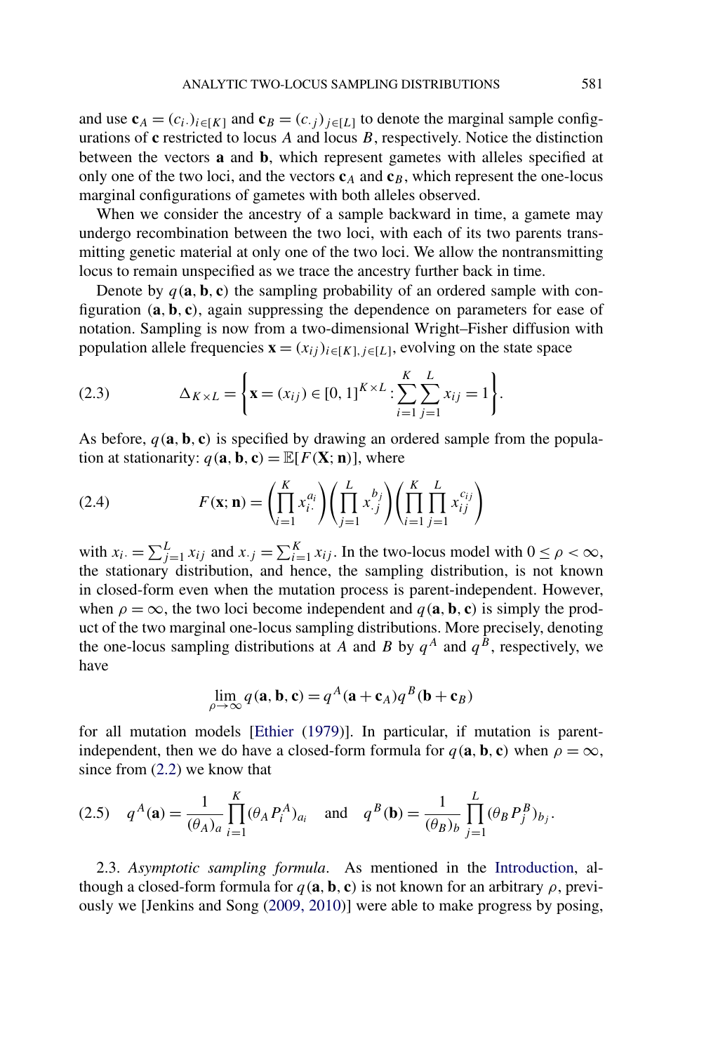and use $\mathbf{c}_A = (c_{i\cdot})_{i\in[K]}$ and $\mathbf{c}_B = (c_{\cdot j})_{j\in[L]}$ to denote the marginal sample configurations of $\mathbf{c}$ restricted to locus $A$ and locus $B$, respectively. Notice the distinction between the vectors $\mathbf{a}$ and $\mathbf{b}$, which represent gametes with alleles specified at only one of the two loci, and the vectors $\mathbf{c}_A$ and $\mathbf{c}_B$, which represent the one-locus marginal configurations of gametes with both alleles observed.

When we consider the ancestry of a sample backward in time, a gamete may undergo recombination between the two loci, with each of its two parents transmitting genetic material at only one of the two loci. We allow the nontransmitting locus to remain unspecified as we trace the ancestry further back in time.

Denote by $q(\mathbf{a}, \mathbf{b}, \mathbf{c})$ the sampling probability of an ordered sample with configuration $(\mathbf{a}, \mathbf{b}, \mathbf{c})$, again suppressing the dependence on parameters for ease of notation. Sampling is now from a two-dimensional Wright–Fisher diffusion with population allele frequencies $\mathbf{x} = (x_{ij})_{i\in[K], j\in[L]}$, evolving on the state space

$$\Delta_{K\times L} = \left\{ \mathbf{x} = (x_{ij}) \in [0,1]^{K\times L} : \sum_{i=1}^{K}\sum_{j=1}^{L} x_{ij} = 1 \right\}. \tag{2.3}$$

As before, $q(\mathbf{a}, \mathbf{b}, \mathbf{c})$ is specified by drawing an ordered sample from the population at stationarity: $q(\mathbf{a}, \mathbf{b}, \mathbf{c}) = \mathbb{E}[F(\mathbf{X}; \mathbf{n})]$, where

$$F(\mathbf{x}; \mathbf{n}) = \left(\prod_{i=1}^{K} x_{i\cdot}^{a_i}\right)\left(\prod_{j=1}^{L} x_{\cdot j}^{b_j}\right)\left(\prod_{i=1}^{K}\prod_{j=1}^{L} x_{ij}^{c_{ij}}\right) \tag{2.4}$$

with $x_{i\cdot} = \sum_{j=1}^{L} x_{ij}$ and $x_{\cdot j} = \sum_{i=1}^{K} x_{ij}$. In the two-locus model with $0 \le \rho < \infty$, the stationary distribution, and hence, the sampling distribution, is not known in closed-form even when the mutation process is parent-independent. However, when $\rho = \infty$, the two loci become independent and $q(\mathbf{a}, \mathbf{b}, \mathbf{c})$ is simply the product of the two marginal one-locus sampling distributions. More precisely, denoting the one-locus sampling distributions at $A$ and $B$ by $q^A$ and $q^B$, respectively, we have

$$\lim_{\rho\to\infty} q(\mathbf{a}, \mathbf{b}, \mathbf{c}) = q^A(\mathbf{a} + \mathbf{c}_A) q^B(\mathbf{b} + \mathbf{c}_B)$$

for all mutation models [Ethier (1979)]. In particular, if mutation is parent-independent, then we do have a closed-form formula for $q(\mathbf{a}, \mathbf{b}, \mathbf{c})$ when $\rho = \infty$, since from (2.2) we know that

$$q^A(\mathbf{a}) = \frac{1}{(\theta_A)_a}\prod_{i=1}^{K}(\theta_A P_i^A)_{a_i} \quad \text{and} \quad q^B(\mathbf{b}) = \frac{1}{(\theta_B)_b}\prod_{j=1}^{L}(\theta_B P_j^B)_{b_j}. \tag{2.5}$$

2.3. *Asymptotic sampling formula*. As mentioned in the Introduction, although a closed-form formula for $q(\mathbf{a}, \mathbf{b}, \mathbf{c})$ is not known for an arbitrary $\rho$, previously we [Jenkins and Song (2009, 2010)] were able to make progress by posing,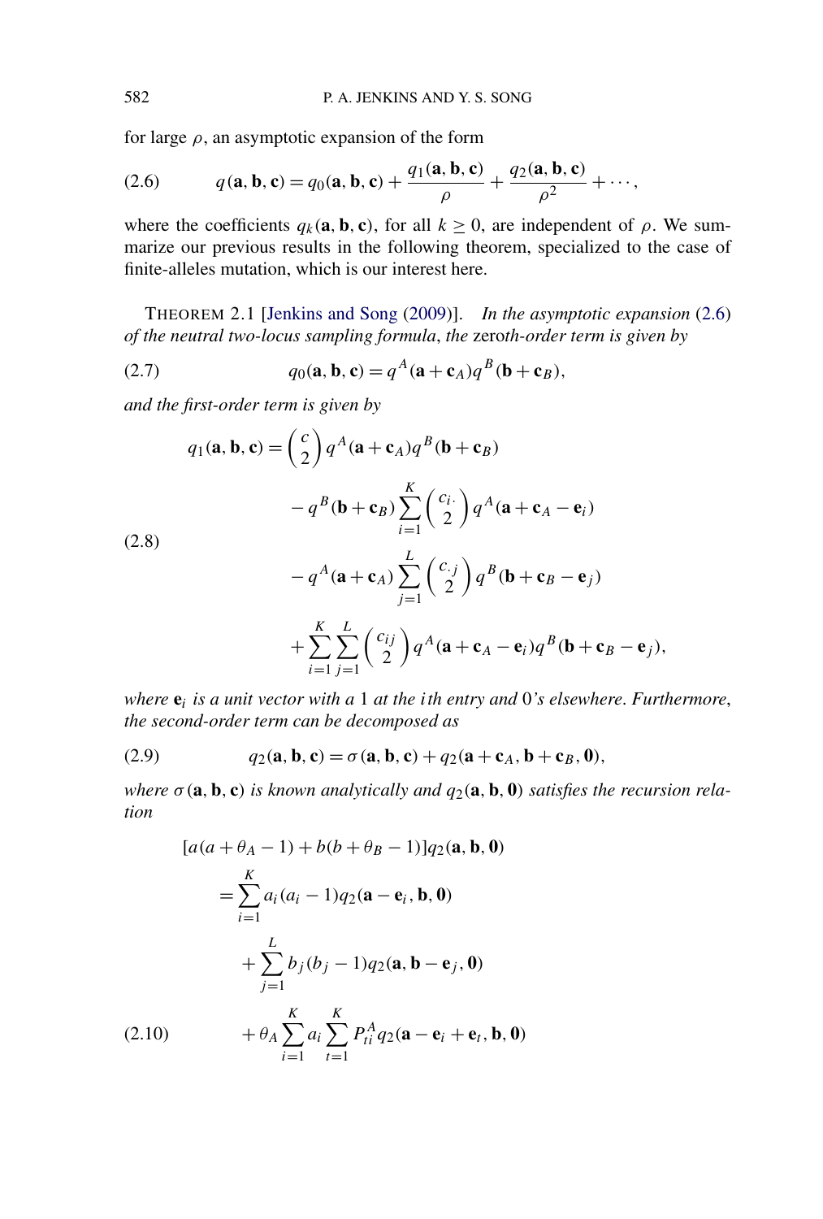for large $\rho$, an asymptotic expansion of the form

$$q(\mathbf{a}, \mathbf{b}, \mathbf{c}) = q_0(\mathbf{a}, \mathbf{b}, \mathbf{c}) + \frac{q_1(\mathbf{a}, \mathbf{b}, \mathbf{c})}{\rho} + \frac{q_2(\mathbf{a}, \mathbf{b}, \mathbf{c})}{\rho^2} + \cdots, \tag{2.6}$$

where the coefficients $q_k(\mathbf{a}, \mathbf{b}, \mathbf{c})$, for all $k \geq 0$, are independent of $\rho$. We summarize our previous results in the following theorem, specialized to the case of finite-alleles mutation, which is our interest here.

THEOREM 2.1 [Jenkins and Song (2009)]. *In the asymptotic expansion* (2.6) *of the neutral two-locus sampling formula*, *the* zeroth-*order term is given by*

$$q_0(\mathbf{a}, \mathbf{b}, \mathbf{c}) = q^A(\mathbf{a} + \mathbf{c}_A) q^B(\mathbf{b} + \mathbf{c}_B), \tag{2.7}$$

*and the first-order term is given by*

$$\begin{aligned} q_1(\mathbf{a}, \mathbf{b}, \mathbf{c}) = {} & \binom{c}{2} q^A(\mathbf{a} + \mathbf{c}_A) q^B(\mathbf{b} + \mathbf{c}_B) \\ & - q^B(\mathbf{b} + \mathbf{c}_B) \sum_{i=1}^{K} \binom{c_{i\cdot}}{2} q^A(\mathbf{a} + \mathbf{c}_A - \mathbf{e}_i) \\ & - q^A(\mathbf{a} + \mathbf{c}_A) \sum_{j=1}^{L} \binom{c_{\cdot j}}{2} q^B(\mathbf{b} + \mathbf{c}_B - \mathbf{e}_j) \\ & + \sum_{i=1}^{K} \sum_{j=1}^{L} \binom{c_{ij}}{2} q^A(\mathbf{a} + \mathbf{c}_A - \mathbf{e}_i) q^B(\mathbf{b} + \mathbf{c}_B - \mathbf{e}_j), \end{aligned} \tag{2.8}$$

*where $\mathbf{e}_i$ is a unit vector with a* 1 *at the $i$th entry and* 0*'s elsewhere. Furthermore*, *the second-order term can be decomposed as*

$$q_2(\mathbf{a}, \mathbf{b}, \mathbf{c}) = \sigma(\mathbf{a}, \mathbf{b}, \mathbf{c}) + q_2(\mathbf{a} + \mathbf{c}_A, \mathbf{b} + \mathbf{c}_B, \mathbf{0}), \tag{2.9}$$

*where $\sigma(\mathbf{a}, \mathbf{b}, \mathbf{c})$ is known analytically and $q_2(\mathbf{a}, \mathbf{b}, \mathbf{0})$ satisfies the recursion relation*

$$\begin{aligned} & [a(a + \theta_A - 1) + b(b + \theta_B - 1)] q_2(\mathbf{a}, \mathbf{b}, \mathbf{0}) \\ & \quad = \sum_{i=1}^{K} a_i(a_i - 1) q_2(\mathbf{a} - \mathbf{e}_i, \mathbf{b}, \mathbf{0}) \\ & \qquad + \sum_{j=1}^{L} b_j(b_j - 1) q_2(\mathbf{a}, \mathbf{b} - \mathbf{e}_j, \mathbf{0}) \\ & \qquad + \theta_A \sum_{i=1}^{K} a_i \sum_{t=1}^{K} P_{ti}^A q_2(\mathbf{a} - \mathbf{e}_i + \mathbf{e}_t, \mathbf{b}, \mathbf{0}) \end{aligned} \tag{2.10}$$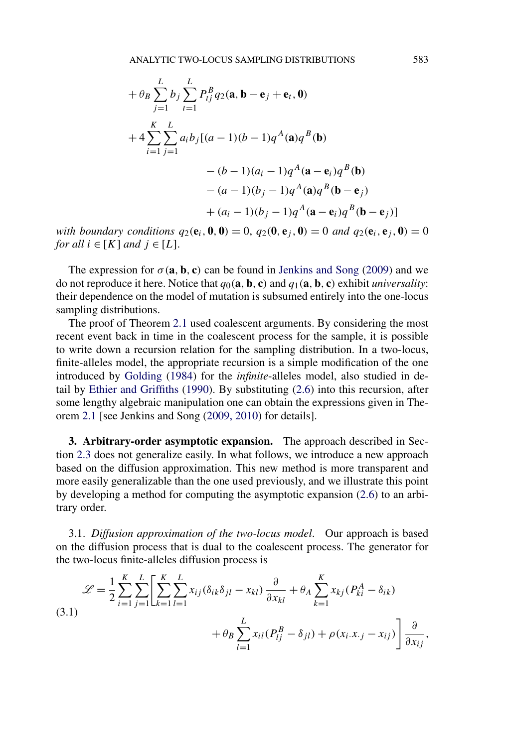$$
\begin{aligned}
&+\theta_B \sum_{j=1}^{L} b_j \sum_{t=1}^{L} P_{tj}^B q_2(\mathbf{a}, \mathbf{b}-\mathbf{e}_j+\mathbf{e}_t, \mathbf{0}) \\
&+4\sum_{i=1}^{K}\sum_{j=1}^{L} a_i b_j [(a-1)(b-1)q^A(\mathbf{a})q^B(\mathbf{b}) \\
&\qquad -(b-1)(a_i-1)q^A(\mathbf{a}-\mathbf{e}_i)q^B(\mathbf{b}) \\
&\qquad -(a-1)(b_j-1)q^A(\mathbf{a})q^B(\mathbf{b}-\mathbf{e}_j) \\
&\qquad +(a_i-1)(b_j-1)q^A(\mathbf{a}-\mathbf{e}_i)q^B(\mathbf{b}-\mathbf{e}_j)]
\end{aligned}
$$

*with boundary conditions* $q_2(\mathbf{e}_i, \mathbf{0}, \mathbf{0}) = 0$, $q_2(\mathbf{0}, \mathbf{e}_j, \mathbf{0}) = 0$ *and* $q_2(\mathbf{e}_i, \mathbf{e}_j, \mathbf{0}) = 0$ *for all* $i \in [K]$ *and* $j \in [L]$.

The expression for $\sigma(\mathbf{a}, \mathbf{b}, \mathbf{c})$ can be found in Jenkins and Song (2009) and we do not reproduce it here. Notice that $q_0(\mathbf{a}, \mathbf{b}, \mathbf{c})$ and $q_1(\mathbf{a}, \mathbf{b}, \mathbf{c})$ exhibit *universality*: their dependence on the model of mutation is subsumed entirely into the one-locus sampling distributions.

The proof of Theorem 2.1 used coalescent arguments. By considering the most recent event back in time in the coalescent process for the sample, it is possible to write down a recursion relation for the sampling distribution. In a two-locus, finite-alleles model, the appropriate recursion is a simple modification of the one introduced by Golding (1984) for the *infinite*-alleles model, also studied in detail by Ethier and Griffiths (1990). By substituting (2.6) into this recursion, after some lengthy algebraic manipulation one can obtain the expressions given in Theorem 2.1 [see Jenkins and Song (2009, 2010) for details].

## 3. Arbitrary-order asymptotic expansion.

The approach described in Section 2.3 does not generalize easily. In what follows, we introduce a new approach based on the diffusion approximation. This new method is more transparent and more easily generalizable than the one used previously, and we illustrate this point by developing a method for computing the asymptotic expansion (2.6) to an arbitrary order.

### 3.1. *Diffusion approximation of the two-locus model*.

Our approach is based on the diffusion process that is dual to the coalescent process. The generator for the two-locus finite-alleles diffusion process is

$$
\begin{aligned}
\mathscr{L} = \frac{1}{2}\sum_{i=1}^{K}\sum_{j=1}^{L}\Bigg[&\sum_{k=1}^{K}\sum_{l=1}^{L} x_{ij}(\delta_{ik}\delta_{jl} - x_{kl})\frac{\partial}{\partial x_{kl}} + \theta_A \sum_{k=1}^{K} x_{kj}(P_{ki}^A - \delta_{ik}) \\
&+ \theta_B \sum_{l=1}^{L} x_{il}(P_{lj}^B - \delta_{jl}) + \rho(x_{i\cdot}x_{\cdot j} - x_{ij})\Bigg]\frac{\partial}{\partial x_{ij}},
\end{aligned}
\tag{3.1}
$$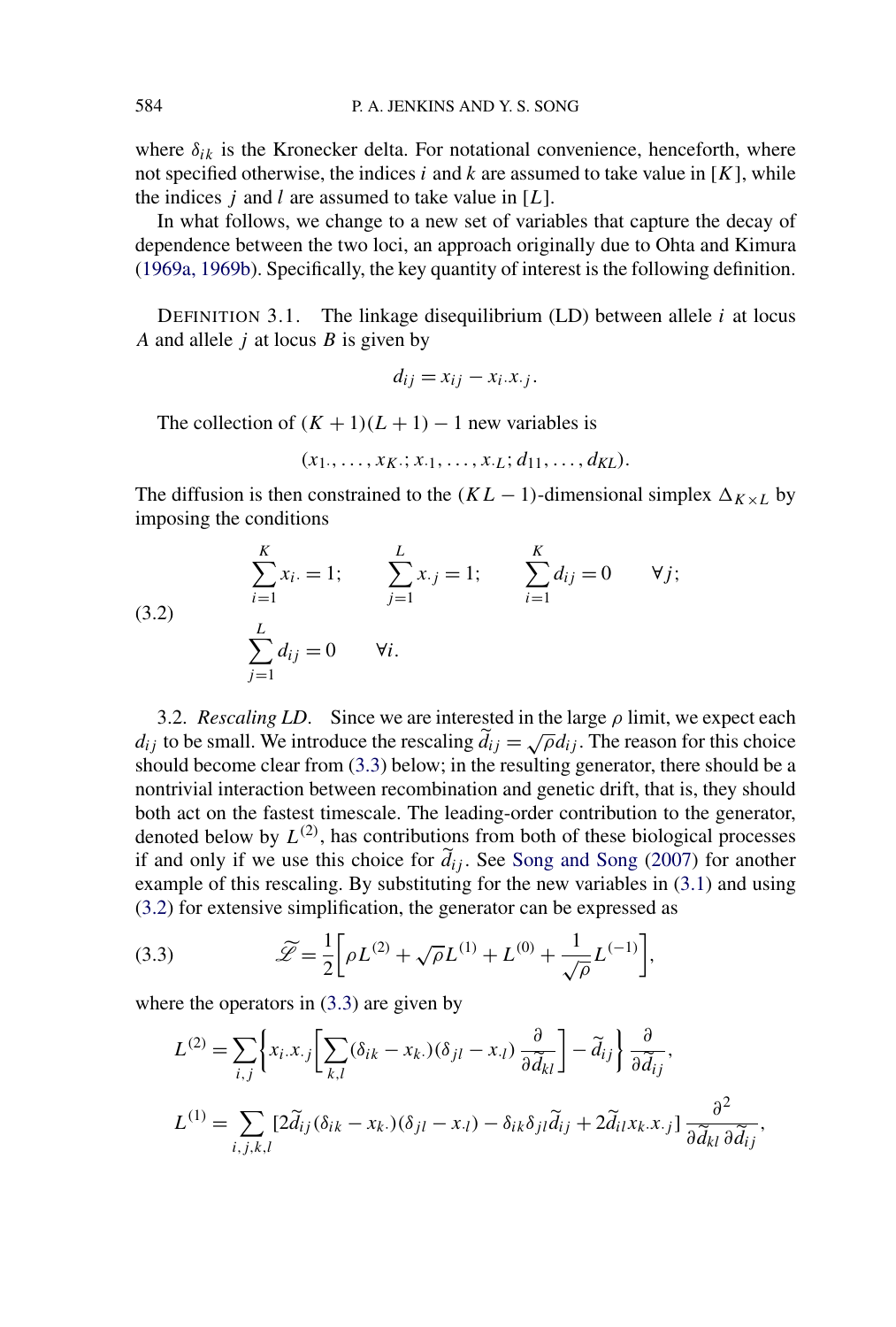where $\delta_{ik}$ is the Kronecker delta. For notational convenience, henceforth, where not specified otherwise, the indices $i$ and $k$ are assumed to take value in $[K]$, while the indices $j$ and $l$ are assumed to take value in $[L]$.

In what follows, we change to a new set of variables that capture the decay of dependence between the two loci, an approach originally due to Ohta and Kimura (1969a, 1969b). Specifically, the key quantity of interest is the following definition.

DEFINITION 3.1. The linkage disequilibrium (LD) between allele $i$ at locus $A$ and allele $j$ at locus $B$ is given by

$$d_{ij} = x_{ij} - x_{i\cdot}x_{\cdot j}.$$

The collection of $(K+1)(L+1)-1$ new variables is

$$(x_{1\cdot}, \dots, x_{K\cdot}; x_{\cdot 1}, \dots, x_{\cdot L}; d_{11}, \dots, d_{KL}).$$

The diffusion is then constrained to the $(KL-1)$-dimensional simplex $\Delta_{K\times L}$ by imposing the conditions

$$\sum_{i=1}^{K} x_{i\cdot} = 1; \qquad \sum_{j=1}^{L} x_{\cdot j} = 1; \qquad \sum_{i=1}^{K} d_{ij} = 0 \qquad \forall j; \tag{3.2}$$
$$\sum_{j=1}^{L} d_{ij} = 0 \qquad \forall i.$$

3.2. *Rescaling LD*. Since we are interested in the large $\rho$ limit, we expect each $d_{ij}$ to be small. We introduce the rescaling $\widetilde{d}_{ij} = \sqrt{\rho} d_{ij}$. The reason for this choice should become clear from (3.3) below; in the resulting generator, there should be a nontrivial interaction between recombination and genetic drift, that is, they should both act on the fastest timescale. The leading-order contribution to the generator, denoted below by $L^{(2)}$, has contributions from both of these biological processes if and only if we use this choice for $\widetilde{d}_{ij}$. See Song and Song (2007) for another example of this rescaling. By substituting for the new variables in (3.1) and using (3.2) for extensive simplification, the generator can be expressed as

$$\widetilde{\mathscr{L}} = \frac{1}{2}\left[\rho L^{(2)} + \sqrt{\rho} L^{(1)} + L^{(0)} + \frac{1}{\sqrt{\rho}} L^{(-1)}\right], \tag{3.3}$$

where the operators in (3.3) are given by

$$L^{(2)} = \sum_{i,j}\left\{x_{i\cdot}x_{\cdot j}\left[\sum_{k,l}(\delta_{ik} - x_{k\cdot})(\delta_{jl} - x_{\cdot l})\frac{\partial}{\partial \widetilde{d}_{kl}}\right] - \widetilde{d}_{ij}\right\}\frac{\partial}{\partial \widetilde{d}_{ij}},$$

$$L^{(1)} = \sum_{i,j,k,l}\left[2\widetilde{d}_{ij}(\delta_{ik} - x_{k\cdot})(\delta_{jl} - x_{\cdot l}) - \delta_{ik}\delta_{jl}\widetilde{d}_{ij} + 2\widetilde{d}_{il}x_{k\cdot}x_{\cdot j}\right]\frac{\partial^2}{\partial \widetilde{d}_{kl}\,\partial \widetilde{d}_{ij}},$$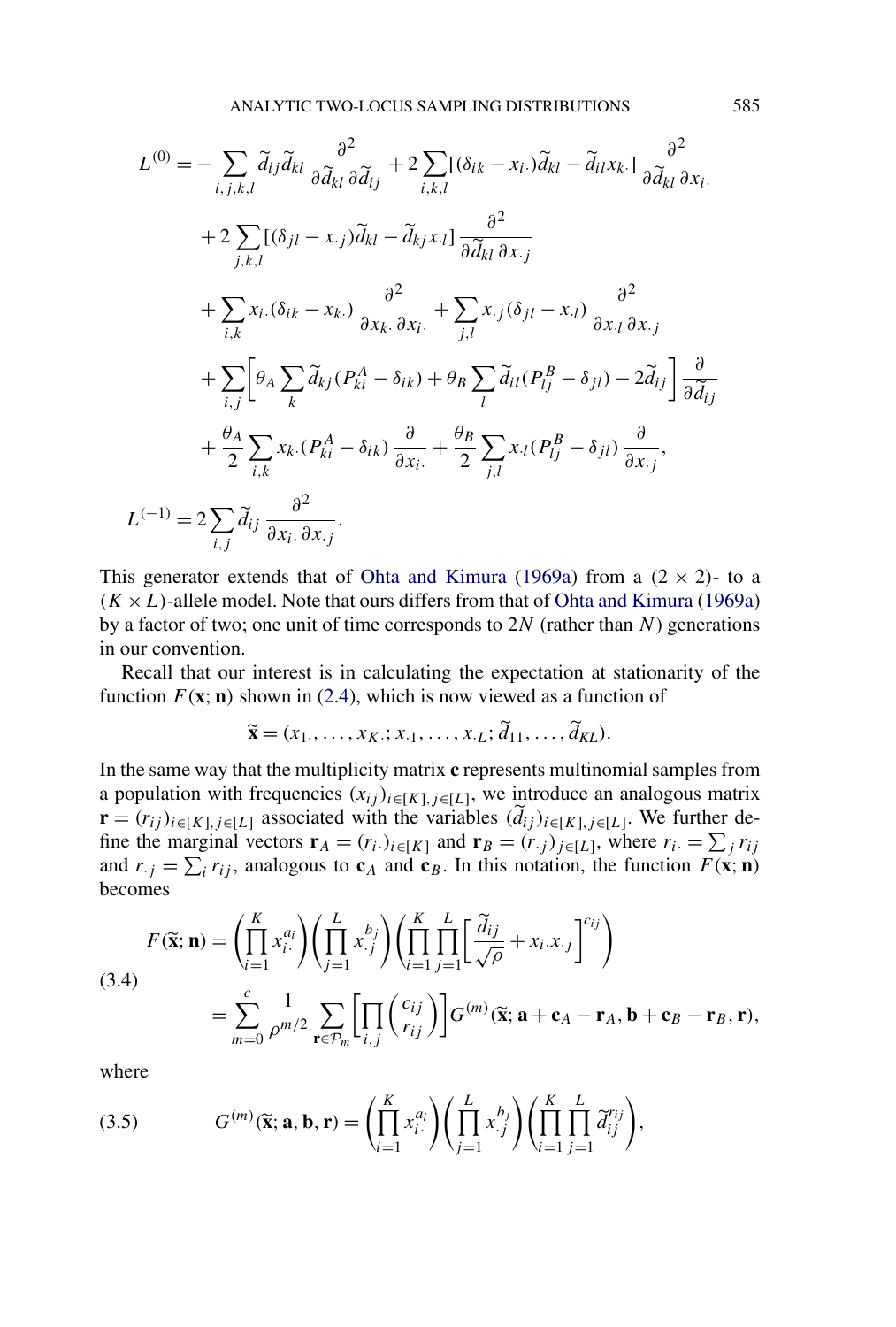$$
\begin{aligned}
L^{(0)} = & - \sum_{i,j,k,l} \widetilde{d}_{ij} \widetilde{d}_{kl} \frac{\partial^2}{\partial \widetilde{d}_{kl} \, \partial \widetilde{d}_{ij}} + 2 \sum_{i,k,l} [(\delta_{ik} - x_{i\cdot}) \widetilde{d}_{kl} - \widetilde{d}_{il} x_{k\cdot}] \frac{\partial^2}{\partial \widetilde{d}_{kl} \, \partial x_{i\cdot}} \\
& + 2 \sum_{j,k,l} [(\delta_{jl} - x_{\cdot j}) \widetilde{d}_{kl} - \widetilde{d}_{kj} x_{\cdot l}] \frac{\partial^2}{\partial \widetilde{d}_{kl} \, \partial x_{\cdot j}} \\
& + \sum_{i,k} x_{i\cdot} (\delta_{ik} - x_{k\cdot}) \frac{\partial^2}{\partial x_{k\cdot} \, \partial x_{i\cdot}} + \sum_{j,l} x_{\cdot j} (\delta_{jl} - x_{\cdot l}) \frac{\partial^2}{\partial x_{\cdot l} \, \partial x_{\cdot j}} \\
& + \sum_{i,j} \left[ \theta_A \sum_k \widetilde{d}_{kj} (P^A_{ki} - \delta_{ik}) + \theta_B \sum_l \widetilde{d}_{il} (P^B_{lj} - \delta_{jl}) - 2 \widetilde{d}_{ij} \right] \frac{\partial}{\partial \widetilde{d}_{ij}} \\
& + \frac{\theta_A}{2} \sum_{i,k} x_{k\cdot} (P^A_{ki} - \delta_{ik}) \frac{\partial}{\partial x_{i\cdot}} + \frac{\theta_B}{2} \sum_{j,l} x_{\cdot l} (P^B_{lj} - \delta_{jl}) \frac{\partial}{\partial x_{\cdot j}},
\end{aligned}
$$

$$
L^{(-1)} = 2 \sum_{i,j} \widetilde{d}_{ij} \frac{\partial^2}{\partial x_{i\cdot} \, \partial x_{\cdot j}}.
$$

This generator extends that of Ohta and Kimura (1969a) from a $(2 \times 2)$- to a $(K \times L)$-allele model. Note that ours differs from that of Ohta and Kimura (1969a) by a factor of two; one unit of time corresponds to $2N$ (rather than $N$) generations in our convention.

Recall that our interest is in calculating the expectation at stationarity of the function $F(\mathbf{x}; \mathbf{n})$ shown in (2.4), which is now viewed as a function of

$$
\widetilde{\mathbf{x}} = (x_{1\cdot}, \dots, x_{K\cdot}; x_{\cdot 1}, \dots, x_{\cdot L}; \widetilde{d}_{11}, \dots, \widetilde{d}_{KL}).
$$

In the same way that the multiplicity matrix $\mathbf{c}$ represents multinomial samples from a population with frequencies $(x_{ij})_{i \in [K], j \in [L]}$, we introduce an analogous matrix $\mathbf{r} = (r_{ij})_{i \in [K], j \in [L]}$ associated with the variables $(\widetilde{d}_{ij})_{i \in [K], j \in [L]}$. We further define the marginal vectors $\mathbf{r}_A = (r_{i\cdot})_{i \in [K]}$ and $\mathbf{r}_B = (r_{\cdot j})_{j \in [L]}$, where $r_{i\cdot} = \sum_j r_{ij}$ and $r_{\cdot j} = \sum_i r_{ij}$, analogous to $\mathbf{c}_A$ and $\mathbf{c}_B$. In this notation, the function $F(\mathbf{x}; \mathbf{n})$ becomes

$$
\begin{aligned}
F(\widetilde{\mathbf{x}}; \mathbf{n}) & = \left( \prod_{i=1}^{K} x_{i\cdot}^{a_i} \right) \left( \prod_{j=1}^{L} x_{\cdot j}^{b_j} \right) \left( \prod_{i=1}^{K} \prod_{j=1}^{L} \left[ \frac{\widetilde{d}_{ij}}{\sqrt{\rho}} + x_{i\cdot} x_{\cdot j} \right]^{c_{ij}} \right) \\
& = \sum_{m=0}^{c} \frac{1}{\rho^{m/2}} \sum_{\mathbf{r} \in \mathcal{P}_m} \left[ \prod_{i,j} \binom{c_{ij}}{r_{ij}} \right] G^{(m)}(\widetilde{\mathbf{x}}; \mathbf{a} + \mathbf{c}_A - \mathbf{r}_A, \mathbf{b} + \mathbf{c}_B - \mathbf{r}_B, \mathbf{r}),
\end{aligned}
\tag{3.4}
$$

where

$$
G^{(m)}(\widetilde{\mathbf{x}}; \mathbf{a}, \mathbf{b}, \mathbf{r}) = \left( \prod_{i=1}^{K} x_{i\cdot}^{a_i} \right) \left( \prod_{j=1}^{L} x_{\cdot j}^{b_j} \right) \left( \prod_{i=1}^{K} \prod_{j=1}^{L} \widetilde{d}_{ij}^{r_{ij}} \right),
\tag{3.5}
$$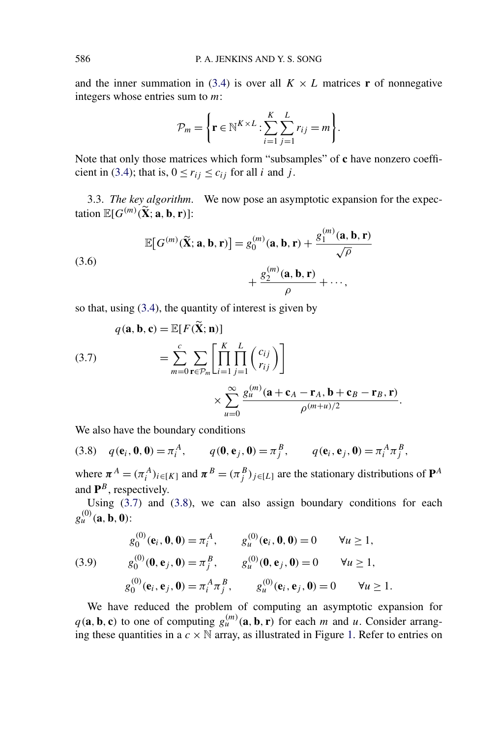and the inner summation in (3.4) is over all $K \times L$ matrices $\mathbf{r}$ of nonnegative integers whose entries sum to $m$:

$$\mathcal{P}_m = \left\{ \mathbf{r} \in \mathbb{N}^{K \times L} : \sum_{i=1}^{K} \sum_{j=1}^{L} r_{ij} = m \right\}.$$

Note that only those matrices which form "subsamples" of $\mathbf{c}$ have nonzero coefficient in (3.4); that is, $0 \leq r_{ij} \leq c_{ij}$ for all $i$ and $j$.

### 3.3. *The key algorithm.*

We now pose an asymptotic expansion for the expectation $\mathbb{E}[G^{(m)}(\widetilde{\mathbf{X}}; \mathbf{a}, \mathbf{b}, \mathbf{r})]$:

$$\mathbb{E}\big[G^{(m)}(\widetilde{\mathbf{X}}; \mathbf{a}, \mathbf{b}, \mathbf{r})\big] = g_0^{(m)}(\mathbf{a}, \mathbf{b}, \mathbf{r}) + \frac{g_1^{(m)}(\mathbf{a}, \mathbf{b}, \mathbf{r})}{\sqrt{\rho}} + \frac{g_2^{(m)}(\mathbf{a}, \mathbf{b}, \mathbf{r})}{\rho} + \cdots, \tag{3.6}$$

so that, using (3.4), the quantity of interest is given by

$$\begin{aligned} q(\mathbf{a}, \mathbf{b}, \mathbf{c}) &= \mathbb{E}[F(\widetilde{\mathbf{X}}; \mathbf{n})] \\ &= \sum_{m=0}^{c} \sum_{\mathbf{r} \in \mathcal{P}_m} \left[ \prod_{i=1}^{K} \prod_{j=1}^{L} \binom{c_{ij}}{r_{ij}} \right] \\ &\qquad \times \sum_{u=0}^{\infty} \frac{g_u^{(m)}(\mathbf{a} + \mathbf{c}_A - \mathbf{r}_A, \mathbf{b} + \mathbf{c}_B - \mathbf{r}_B, \mathbf{r})}{\rho^{(m+u)/2}}. \end{aligned} \tag{3.7}$$

We also have the boundary conditions

$$q(\mathbf{e}_i, \mathbf{0}, \mathbf{0}) = \pi_i^A, \qquad q(\mathbf{0}, \mathbf{e}_j, \mathbf{0}) = \pi_j^B, \qquad q(\mathbf{e}_i, \mathbf{e}_j, \mathbf{0}) = \pi_i^A \pi_j^B, \tag{3.8}$$

where $\boldsymbol{\pi}^A = (\pi_i^A)_{i \in [K]}$ and $\boldsymbol{\pi}^B = (\pi_j^B)_{j \in [L]}$ are the stationary distributions of $\mathbf{P}^A$ and $\mathbf{P}^B$, respectively.

Using (3.7) and (3.8), we can also assign boundary conditions for each $g_u^{(0)}(\mathbf{a}, \mathbf{b}, \mathbf{0})$:

$$\begin{aligned} g_0^{(0)}(\mathbf{e}_i, \mathbf{0}, \mathbf{0}) &= \pi_i^A, & g_u^{(0)}(\mathbf{e}_i, \mathbf{0}, \mathbf{0}) &= 0 \qquad \forall u \geq 1, \\ g_0^{(0)}(\mathbf{0}, \mathbf{e}_j, \mathbf{0}) &= \pi_j^B, & g_u^{(0)}(\mathbf{0}, \mathbf{e}_j, \mathbf{0}) &= 0 \qquad \forall u \geq 1, \\ g_0^{(0)}(\mathbf{e}_i, \mathbf{e}_j, \mathbf{0}) &= \pi_i^A \pi_j^B, & g_u^{(0)}(\mathbf{e}_i, \mathbf{e}_j, \mathbf{0}) &= 0 \qquad \forall u \geq 1. \end{aligned} \tag{3.9}$$

We have reduced the problem of computing an asymptotic expansion for $q(\mathbf{a}, \mathbf{b}, \mathbf{c})$ to one of computing $g_u^{(m)}(\mathbf{a}, \mathbf{b}, \mathbf{r})$ for each $m$ and $u$. Consider arranging these quantities in a $c \times \mathbb{N}$ array, as illustrated in Figure 1. Refer to entries on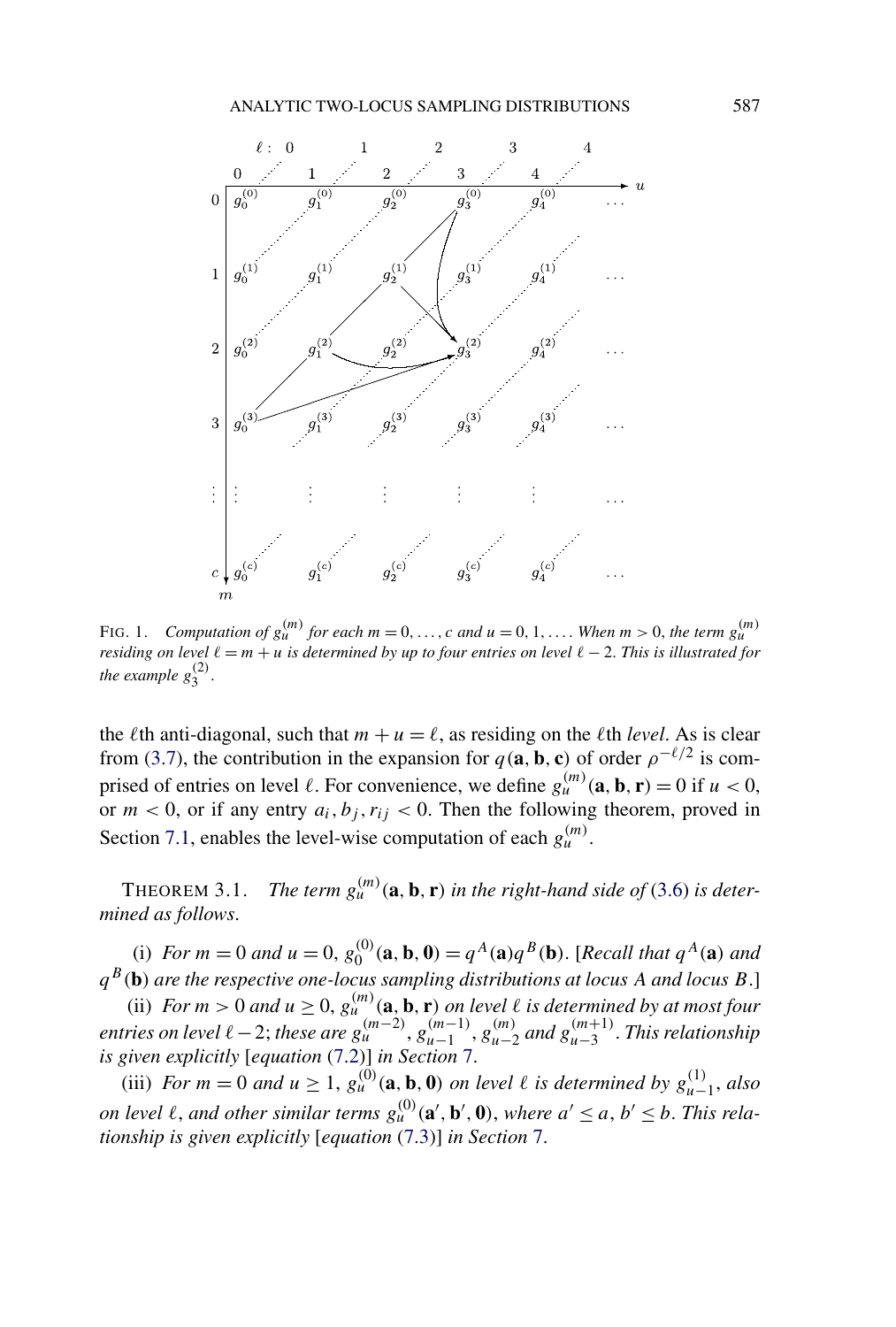FIG. 1. *Computation of $g_u^{(m)}$ for each $m = 0, \dots, c$ and $u = 0, 1, \dots$. When $m > 0$, the term $g_u^{(m)}$ residing on level $\ell = m + u$ is determined by up to four entries on level $\ell - 2$. This is illustrated for the example $g_3^{(2)}$.*

the $\ell$th anti-diagonal, such that $m + u = \ell$, as residing on the $\ell$th *level*. As is clear from (3.7), the contribution in the expansion for $q(\mathbf{a}, \mathbf{b}, \mathbf{c})$ of order $\rho^{-\ell/2}$ is comprised of entries on level $\ell$. For convenience, we define $g_u^{(m)}(\mathbf{a}, \mathbf{b}, \mathbf{r}) = 0$ if $u < 0$, or $m < 0$, or if any entry $a_i, b_j, r_{ij} < 0$. Then the following theorem, proved in Section 7.1, enables the level-wise computation of each $g_u^{(m)}$.

THEOREM 3.1. *The term $g_u^{(m)}(\mathbf{a}, \mathbf{b}, \mathbf{r})$ in the right-hand side of (3.6) is determined as follows.*

(i) *For $m = 0$ and $u = 0$, $g_0^{(0)}(\mathbf{a}, \mathbf{b}, \mathbf{0}) = q^A(\mathbf{a})q^B(\mathbf{b})$. [Recall that $q^A(\mathbf{a})$ and $q^B(\mathbf{b})$ are the respective one-locus sampling distributions at locus $A$ and locus $B$.]*

(ii) *For $m > 0$ and $u \geq 0$, $g_u^{(m)}(\mathbf{a}, \mathbf{b}, \mathbf{r})$ on level $\ell$ is determined by at most four entries on level $\ell - 2$; these are $g_u^{(m-2)}$, $g_{u-1}^{(m-1)}$, $g_{u-2}^{(m)}$ and $g_{u-3}^{(m+1)}$. This relationship is given explicitly [equation (7.2)] in Section 7.*

(iii) *For $m = 0$ and $u \geq 1$, $g_u^{(0)}(\mathbf{a}, \mathbf{b}, \mathbf{0})$ on level $\ell$ is determined by $g_{u-1}^{(1)}$, also on level $\ell$, and other similar terms $g_u^{(0)}(\mathbf{a}', \mathbf{b}', \mathbf{0})$, where $a' \leq a$, $b' \leq b$. This relationship is given explicitly [equation (7.3)] in Section 7.*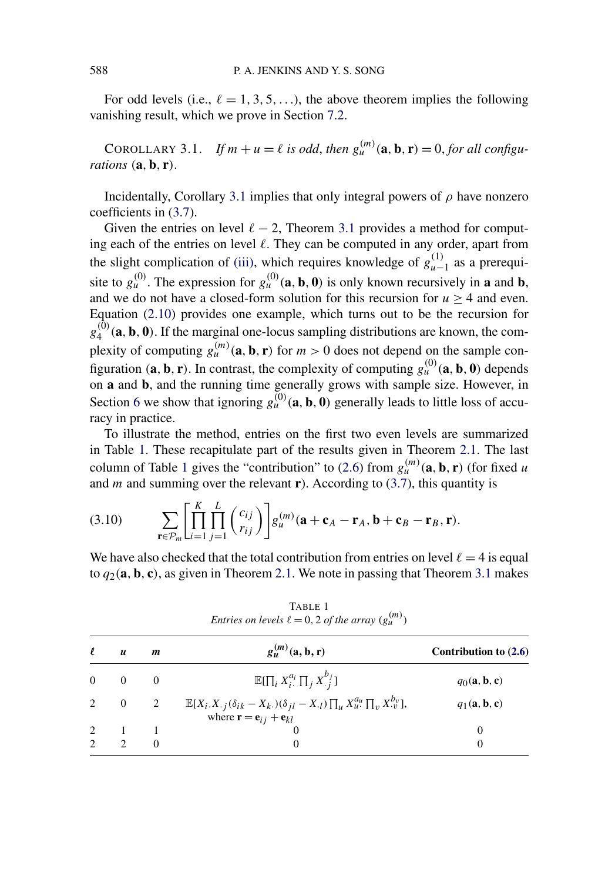For odd levels (i.e., $\ell = 1, 3, 5, \ldots$), the above theorem implies the following vanishing result, which we prove in Section 7.2.

COROLLARY 3.1. *If $m + u = \ell$ is odd, then $g_u^{(m)}(\mathbf{a}, \mathbf{b}, \mathbf{r}) = 0$, for all configurations $(\mathbf{a}, \mathbf{b}, \mathbf{r})$.*

Incidentally, Corollary 3.1 implies that only integral powers of $\rho$ have nonzero coefficients in (3.7).

Given the entries on level $\ell - 2$, Theorem 3.1 provides a method for computing each of the entries on level $\ell$. They can be computed in any order, apart from the slight complication of (iii), which requires knowledge of $g_{u-1}^{(1)}$ as a prerequisite to $g_u^{(0)}$. The expression for $g_u^{(0)}(\mathbf{a}, \mathbf{b}, \mathbf{0})$ is only known recursively in $\mathbf{a}$ and $\mathbf{b}$, and we do not have a closed-form solution for this recursion for $u \geq 4$ and even. Equation (2.10) provides one example, which turns out to be the recursion for $g_4^{(0)}(\mathbf{a}, \mathbf{b}, \mathbf{0})$. If the marginal one-locus sampling distributions are known, the complexity of computing $g_u^{(m)}(\mathbf{a}, \mathbf{b}, \mathbf{r})$ for $m > 0$ does not depend on the sample configuration $(\mathbf{a}, \mathbf{b}, \mathbf{r})$. In contrast, the complexity of computing $g_u^{(0)}(\mathbf{a}, \mathbf{b}, \mathbf{0})$ depends on $\mathbf{a}$ and $\mathbf{b}$, and the running time generally grows with sample size. However, in Section 6 we show that ignoring $g_u^{(0)}(\mathbf{a}, \mathbf{b}, \mathbf{0})$ generally leads to little loss of accuracy in practice.

To illustrate the method, entries on the first two even levels are summarized in Table 1. These recapitulate part of the results given in Theorem 2.1. The last column of Table 1 gives the "contribution" to (2.6) from $g_u^{(m)}(\mathbf{a}, \mathbf{b}, \mathbf{r})$ (for fixed $u$ and $m$ and summing over the relevant $\mathbf{r}$). According to (3.7), this quantity is

$$\sum_{\mathbf{r} \in \mathcal{P}_m} \left[ \prod_{i=1}^{K} \prod_{j=1}^{L} \binom{c_{ij}}{r_{ij}} \right] g_u^{(m)}(\mathbf{a} + \mathbf{c}_A - \mathbf{r}_A, \mathbf{b} + \mathbf{c}_B - \mathbf{r}_B, \mathbf{r}). \tag{3.10}$$

We have also checked that the total contribution from entries on level $\ell = 4$ is equal to $q_2(\mathbf{a}, \mathbf{b}, \mathbf{c})$, as given in Theorem 2.1. We note in passing that Theorem 3.1 makes

TABLE 1
*Entries on levels $\ell = 0, 2$ of the array $(g_u^{(m)})$*

| $\ell$ | $u$ | $m$ | $g_u^{(m)}(\mathbf{a}, \mathbf{b}, \mathbf{r})$ | Contribution to (2.6) |
|---|---|---|---|---|
| 0 | 0 | 0 | $\mathbb{E}[\prod_i X_{i\cdot}^{a_i} \prod_j X_{\cdot j}^{b_j}]$ | $q_0(\mathbf{a}, \mathbf{b}, \mathbf{c})$ |
| 2 | 0 | 2 | $\mathbb{E}[X_{i\cdot} X_{\cdot j}(\delta_{ik} - X_{k\cdot})(\delta_{jl} - X_{\cdot l}) \prod_u X_{u\cdot}^{a_u} \prod_v X_{\cdot v}^{b_v}]$, where $\mathbf{r} = \mathbf{e}_{ij} + \mathbf{e}_{kl}$ | $q_1(\mathbf{a}, \mathbf{b}, \mathbf{c})$ |
| 2 | 1 | 1 | 0 | 0 |
| 2 | 2 | 0 | 0 | 0 |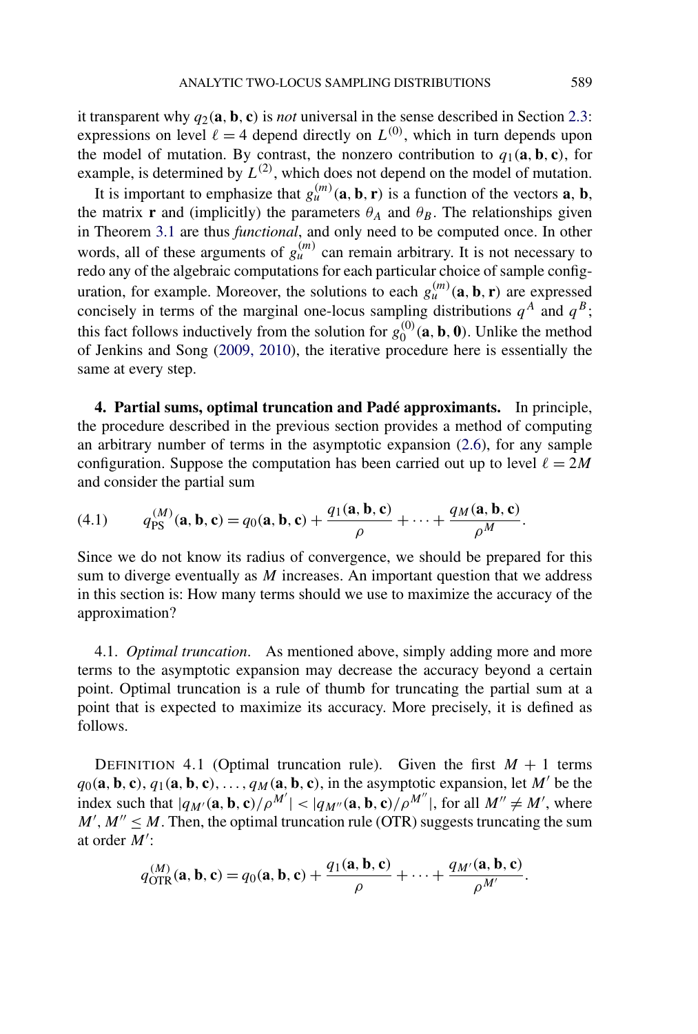it transparent why $q_2(\mathbf{a}, \mathbf{b}, \mathbf{c})$ is *not* universal in the sense described in Section 2.3: expressions on level $\ell = 4$ depend directly on $L^{(0)}$, which in turn depends upon the model of mutation. By contrast, the nonzero contribution to $q_1(\mathbf{a}, \mathbf{b}, \mathbf{c})$, for example, is determined by $L^{(2)}$, which does not depend on the model of mutation.

It is important to emphasize that $g_u^{(m)}(\mathbf{a}, \mathbf{b}, \mathbf{r})$ is a function of the vectors $\mathbf{a}$, $\mathbf{b}$, the matrix $\mathbf{r}$ and (implicitly) the parameters $\theta_A$ and $\theta_B$. The relationships given in Theorem 3.1 are thus *functional*, and only need to be computed once. In other words, all of these arguments of $g_u^{(m)}$ can remain arbitrary. It is not necessary to redo any of the algebraic computations for each particular choice of sample configuration, for example. Moreover, the solutions to each $g_u^{(m)}(\mathbf{a}, \mathbf{b}, \mathbf{r})$ are expressed concisely in terms of the marginal one-locus sampling distributions $q^A$ and $q^B$; this fact follows inductively from the solution for $g_0^{(0)}(\mathbf{a}, \mathbf{b}, \mathbf{0})$. Unlike the method of Jenkins and Song (2009, 2010), the iterative procedure here is essentially the same at every step.

## 4. Partial sums, optimal truncation and Padé approximants.

In principle, the procedure described in the previous section provides a method of computing an arbitrary number of terms in the asymptotic expansion (2.6), for any sample configuration. Suppose the computation has been carried out up to level $\ell = 2M$ and consider the partial sum

$$q_{\text{PS}}^{(M)}(\mathbf{a}, \mathbf{b}, \mathbf{c}) = q_0(\mathbf{a}, \mathbf{b}, \mathbf{c}) + \frac{q_1(\mathbf{a}, \mathbf{b}, \mathbf{c})}{\rho} + \cdots + \frac{q_M(\mathbf{a}, \mathbf{b}, \mathbf{c})}{\rho^M}. \tag{4.1}$$

Since we do not know its radius of convergence, we should be prepared for this sum to diverge eventually as $M$ increases. An important question that we address in this section is: How many terms should we use to maximize the accuracy of the approximation?

### 4.1. *Optimal truncation*.

As mentioned above, simply adding more and more terms to the asymptotic expansion may decrease the accuracy beyond a certain point. Optimal truncation is a rule of thumb for truncating the partial sum at a point that is expected to maximize its accuracy. More precisely, it is defined as follows.

DEFINITION 4.1 (Optimal truncation rule). Given the first $M + 1$ terms $q_0(\mathbf{a}, \mathbf{b}, \mathbf{c}), q_1(\mathbf{a}, \mathbf{b}, \mathbf{c}), \ldots, q_M(\mathbf{a}, \mathbf{b}, \mathbf{c})$, in the asymptotic expansion, let $M'$ be the index such that $|q_{M'}(\mathbf{a}, \mathbf{b}, \mathbf{c})/\rho^{M'}| < |q_{M''}(\mathbf{a}, \mathbf{b}, \mathbf{c})/\rho^{M''}|$, for all $M'' \neq M'$, where $M', M'' \leq M$. Then, the optimal truncation rule (OTR) suggests truncating the sum at order $M'$:

$$q_{\text{OTR}}^{(M)}(\mathbf{a}, \mathbf{b}, \mathbf{c}) = q_0(\mathbf{a}, \mathbf{b}, \mathbf{c}) + \frac{q_1(\mathbf{a}, \mathbf{b}, \mathbf{c})}{\rho} + \cdots + \frac{q_{M'}(\mathbf{a}, \mathbf{b}, \mathbf{c})}{\rho^{M'}}.$$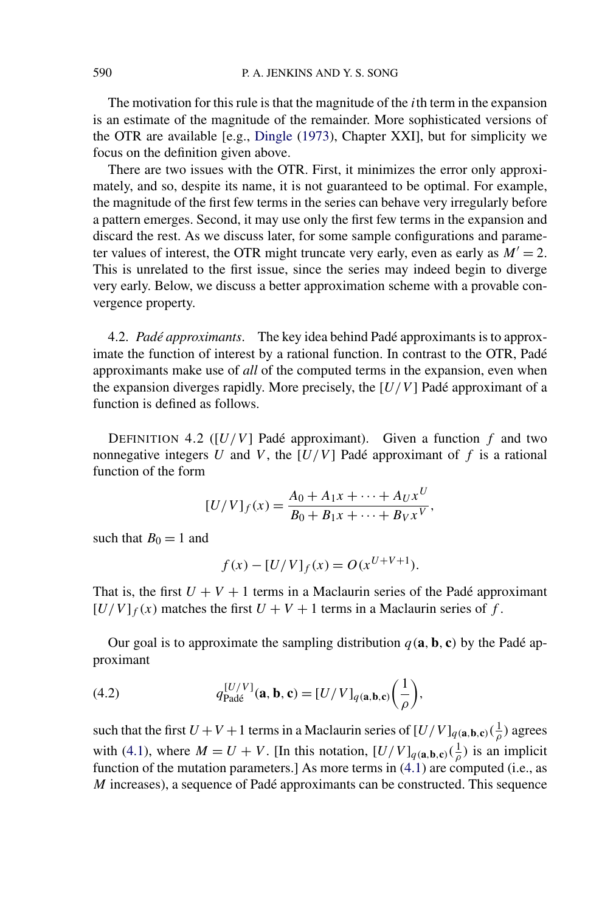The motivation for this rule is that the magnitude of the $i$th term in the expansion is an estimate of the magnitude of the remainder. More sophisticated versions of the OTR are available [e.g., Dingle (1973), Chapter XXI], but for simplicity we focus on the definition given above.

There are two issues with the OTR. First, it minimizes the error only approximately, and so, despite its name, it is not guaranteed to be optimal. For example, the magnitude of the first few terms in the series can behave very irregularly before a pattern emerges. Second, it may use only the first few terms in the expansion and discard the rest. As we discuss later, for some sample configurations and parameter values of interest, the OTR might truncate very early, even as early as $M' = 2$. This is unrelated to the first issue, since the series may indeed begin to diverge very early. Below, we discuss a better approximation scheme with a provable convergence property.

4.2. *Padé approximants*. The key idea behind Padé approximants is to approximate the function of interest by a rational function. In contrast to the OTR, Padé approximants make use of *all* of the computed terms in the expansion, even when the expansion diverges rapidly. More precisely, the $[U/V]$ Padé approximant of a function is defined as follows.

DEFINITION 4.2 ($[U/V]$ Padé approximant). Given a function $f$ and two nonnegative integers $U$ and $V$, the $[U/V]$ Padé approximant of $f$ is a rational function of the form

$$[U/V]_f(x) = \frac{A_0 + A_1 x + \cdots + A_U x^U}{B_0 + B_1 x + \cdots + B_V x^V},$$

such that $B_0 = 1$ and

$$f(x) - [U/V]_f(x) = O(x^{U+V+1}).$$

That is, the first $U + V + 1$ terms in a Maclaurin series of the Padé approximant $[U/V]_f(x)$ matches the first $U + V + 1$ terms in a Maclaurin series of $f$.

Our goal is to approximate the sampling distribution $q(\mathbf{a}, \mathbf{b}, \mathbf{c})$ by the Padé approximant

$$q_{\text{Padé}}^{[U/V]}(\mathbf{a}, \mathbf{b}, \mathbf{c}) = [U/V]_{q(\mathbf{a},\mathbf{b},\mathbf{c})}\left(\frac{1}{\rho}\right), \tag{4.2}$$

such that the first $U+V+1$ terms in a Maclaurin series of $[U/V]_{q(\mathbf{a},\mathbf{b},\mathbf{c})}(\frac{1}{\rho})$ agrees with (4.1), where $M = U + V$. [In this notation, $[U/V]_{q(\mathbf{a},\mathbf{b},\mathbf{c})}(\frac{1}{\rho})$ is an implicit function of the mutation parameters.] As more terms in (4.1) are computed (i.e., as $M$ increases), a sequence of Padé approximants can be constructed. This sequence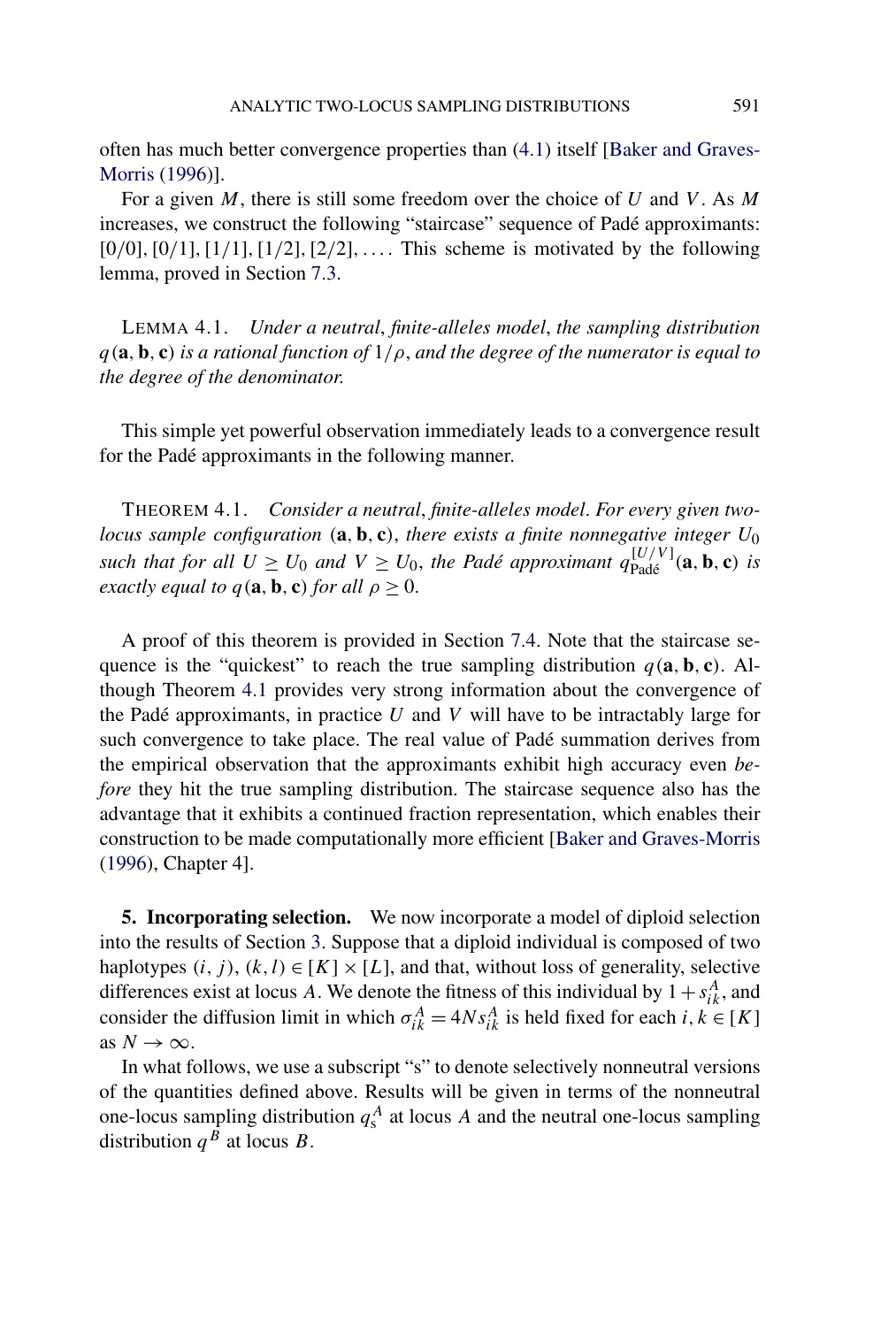often has much better convergence properties than (4.1) itself [Baker and Graves-Morris (1996)].

For a given $M$, there is still some freedom over the choice of $U$ and $V$. As $M$ increases, we construct the following "staircase" sequence of Padé approximants: $[0/0], [0/1], [1/1], [1/2], [2/2], \ldots$. This scheme is motivated by the following lemma, proved in Section 7.3.

LEMMA 4.1. *Under a neutral, finite-alleles model, the sampling distribution* $q(\mathbf{a}, \mathbf{b}, \mathbf{c})$ *is a rational function of* $1/\rho$, *and the degree of the numerator is equal to the degree of the denominator.*

This simple yet powerful observation immediately leads to a convergence result for the Padé approximants in the following manner.

THEOREM 4.1. *Consider a neutral, finite-alleles model. For every given two-locus sample configuration* $(\mathbf{a}, \mathbf{b}, \mathbf{c})$, *there exists a finite nonnegative integer* $U_0$ *such that for all* $U \geq U_0$ *and* $V \geq U_0$, *the Padé approximant* $q_{\text{Padé}}^{[U/V]}(\mathbf{a}, \mathbf{b}, \mathbf{c})$ *is exactly equal to* $q(\mathbf{a}, \mathbf{b}, \mathbf{c})$ *for all* $\rho \geq 0$.

A proof of this theorem is provided in Section 7.4. Note that the staircase sequence is the "quickest" to reach the true sampling distribution $q(\mathbf{a}, \mathbf{b}, \mathbf{c})$. Although Theorem 4.1 provides very strong information about the convergence of the Padé approximants, in practice $U$ and $V$ will have to be intractably large for such convergence to take place. The real value of Padé summation derives from the empirical observation that the approximants exhibit high accuracy even *before* they hit the true sampling distribution. The staircase sequence also has the advantage that it exhibits a continued fraction representation, which enables their construction to be made computationally more efficient [Baker and Graves-Morris (1996), Chapter 4].

## 5. Incorporating selection.

We now incorporate a model of diploid selection into the results of Section 3. Suppose that a diploid individual is composed of two haplotypes $(i, j), (k, l) \in [K] \times [L]$, and that, without loss of generality, selective differences exist at locus $A$. We denote the fitness of this individual by $1 + s_{ik}^A$, and consider the diffusion limit in which $\sigma_{ik}^A = 4Ns_{ik}^A$ is held fixed for each $i, k \in [K]$ as $N \to \infty$.

In what follows, we use a subscript "s" to denote selectively nonneutral versions of the quantities defined above. Results will be given in terms of the nonneutral one-locus sampling distribution $q_{\text{s}}^A$ at locus $A$ and the neutral one-locus sampling distribution $q^B$ at locus $B$.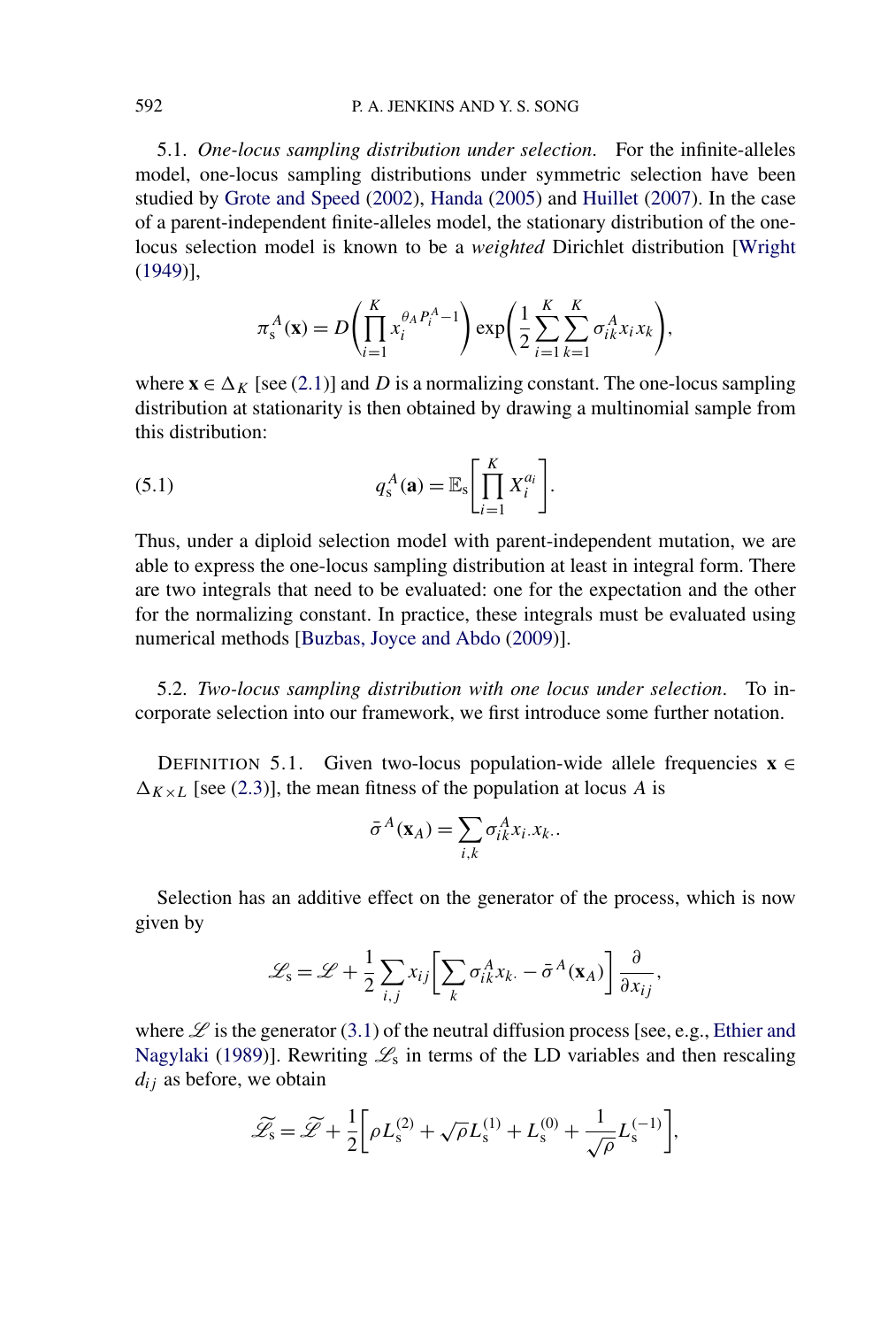5.1. *One-locus sampling distribution under selection*. For the infinite-alleles model, one-locus sampling distributions under symmetric selection have been studied by Grote and Speed (2002), Handa (2005) and Huillet (2007). In the case of a parent-independent finite-alleles model, the stationary distribution of the one-locus selection model is known to be a *weighted* Dirichlet distribution [Wright (1949)],

$$\pi_{\mathrm{s}}^{A}(\mathbf{x}) = D\left(\prod_{i=1}^{K} x_i^{\theta_A P_i^A - 1}\right) \exp\left(\frac{1}{2}\sum_{i=1}^{K}\sum_{k=1}^{K} \sigma_{ik}^{A} x_i x_k\right),$$

where $\mathbf{x} \in \Delta_K$ [see (2.1)] and $D$ is a normalizing constant. The one-locus sampling distribution at stationarity is then obtained by drawing a multinomial sample from this distribution:

$$q_{\mathrm{s}}^{A}(\mathbf{a}) = \mathbb{E}_{\mathrm{s}}\left[\prod_{i=1}^{K} X_i^{a_i}\right]. \tag{5.1}$$

Thus, under a diploid selection model with parent-independent mutation, we are able to express the one-locus sampling distribution at least in integral form. There are two integrals that need to be evaluated: one for the expectation and the other for the normalizing constant. In practice, these integrals must be evaluated using numerical methods [Buzbas, Joyce and Abdo (2009)].

5.2. *Two-locus sampling distribution with one locus under selection*. To incorporate selection into our framework, we first introduce some further notation.

DEFINITION 5.1. Given two-locus population-wide allele frequencies $\mathbf{x} \in \Delta_{K \times L}$ [see (2.3)], the mean fitness of the population at locus $A$ is

$$\bar{\sigma}^{A}(\mathbf{x}_A) = \sum_{i,k} \sigma_{ik}^{A} x_{i\cdot} x_{k\cdot}.$$

Selection has an additive effect on the generator of the process, which is now given by

$$\mathscr{L}_{\mathrm{s}} = \mathscr{L} + \frac{1}{2}\sum_{i,j} x_{ij}\left[\sum_{k} \sigma_{ik}^{A} x_{k\cdot} - \bar{\sigma}^{A}(\mathbf{x}_A)\right]\frac{\partial}{\partial x_{ij}},$$

where $\mathscr{L}$ is the generator (3.1) of the neutral diffusion process [see, e.g., Ethier and Nagylaki (1989)]. Rewriting $\mathscr{L}_{\mathrm{s}}$ in terms of the LD variables and then rescaling $d_{ij}$ as before, we obtain

$$\widetilde{\mathscr{L}}_{\mathrm{s}} = \widetilde{\mathscr{L}} + \frac{1}{2}\left[\rho L_{\mathrm{s}}^{(2)} + \sqrt{\rho} L_{\mathrm{s}}^{(1)} + L_{\mathrm{s}}^{(0)} + \frac{1}{\sqrt{\rho}} L_{\mathrm{s}}^{(-1)}\right],$$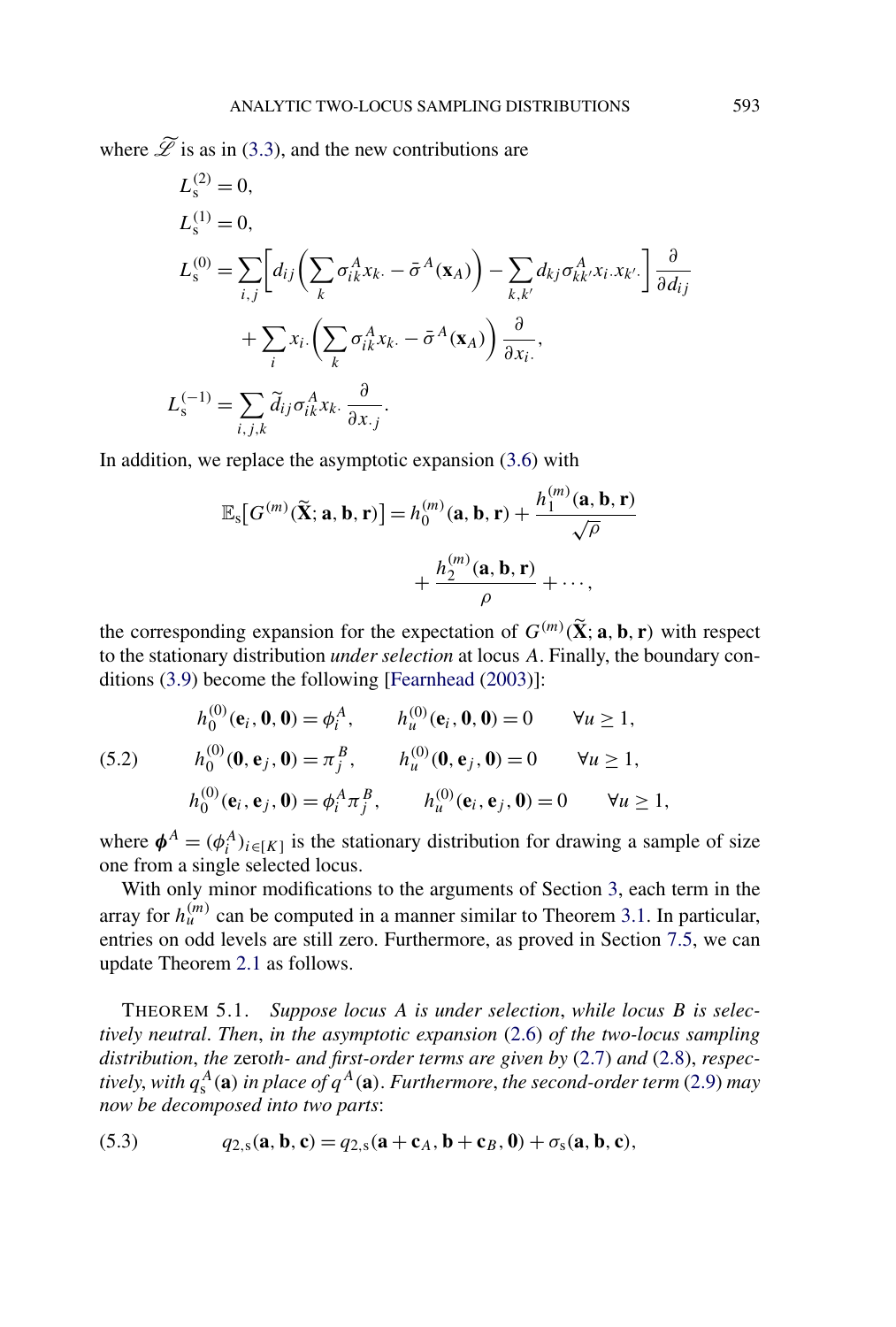where $\widetilde{\mathscr{L}}$ is as in (3.3), and the new contributions are

$$
\begin{aligned}
L_{\mathrm{s}}^{(2)} &= 0, \\
L_{\mathrm{s}}^{(1)} &= 0, \\
L_{\mathrm{s}}^{(0)} &= \sum_{i,j}\left[d_{ij}\left(\sum_k \sigma_{ik}^A x_{k\cdot} - \bar{\sigma}^A(\mathbf{x}_A)\right) - \sum_{k,k'} d_{kj}\sigma_{kk'}^A x_{i\cdot} x_{k'\cdot}\right]\frac{\partial}{\partial d_{ij}} \\
&\quad + \sum_i x_{i\cdot}\left(\sum_k \sigma_{ik}^A x_{k\cdot} - \bar{\sigma}^A(\mathbf{x}_A)\right)\frac{\partial}{\partial x_{i\cdot}}, \\
L_{\mathrm{s}}^{(-1)} &= \sum_{i,j,k} \widetilde{d}_{ij}\sigma_{ik}^A x_{k\cdot}\frac{\partial}{\partial x_{\cdot j}}.
\end{aligned}
$$

In addition, we replace the asymptotic expansion (3.6) with

$$
\mathbb{E}_{\mathrm{s}}\big[G^{(m)}(\widetilde{\mathbf{X}};\mathbf{a},\mathbf{b},\mathbf{r})\big] = h_0^{(m)}(\mathbf{a},\mathbf{b},\mathbf{r}) + \frac{h_1^{(m)}(\mathbf{a},\mathbf{b},\mathbf{r})}{\sqrt{\rho}} + \frac{h_2^{(m)}(\mathbf{a},\mathbf{b},\mathbf{r})}{\rho} + \cdots,
$$

the corresponding expansion for the expectation of $G^{(m)}(\widetilde{\mathbf{X}};\mathbf{a},\mathbf{b},\mathbf{r})$ with respect to the stationary distribution *under selection* at locus $A$. Finally, the boundary conditions (3.9) become the following [Fearnhead (2003)]:

$$
\begin{aligned}
&h_0^{(0)}(\mathbf{e}_i,\mathbf{0},\mathbf{0}) = \phi_i^A, \qquad h_u^{(0)}(\mathbf{e}_i,\mathbf{0},\mathbf{0}) = 0 \qquad \forall u \geq 1, \\
&h_0^{(0)}(\mathbf{0},\mathbf{e}_j,\mathbf{0}) = \pi_j^B, \qquad h_u^{(0)}(\mathbf{0},\mathbf{e}_j,\mathbf{0}) = 0 \qquad \forall u \geq 1, \qquad (5.2) \\
&h_0^{(0)}(\mathbf{e}_i,\mathbf{e}_j,\mathbf{0}) = \phi_i^A\pi_j^B, \qquad h_u^{(0)}(\mathbf{e}_i,\mathbf{e}_j,\mathbf{0}) = 0 \qquad \forall u \geq 1,
\end{aligned}
$$

where $\boldsymbol{\phi}^A = (\phi_i^A)_{i\in[K]}$ is the stationary distribution for drawing a sample of size one from a single selected locus.

With only minor modifications to the arguments of Section 3, each term in the array for $h_u^{(m)}$ can be computed in a manner similar to Theorem 3.1. In particular, entries on odd levels are still zero. Furthermore, as proved in Section 7.5, we can update Theorem 2.1 as follows.

THEOREM 5.1. *Suppose locus $A$ is under selection, while locus $B$ is selectively neutral. Then, in the asymptotic expansion* (2.6) *of the two-locus sampling distribution, the* zero*th- and first-order terms are given by* (2.7) *and* (2.8), *respectively, with $q_{\mathrm{s}}^A(\mathbf{a})$ in place of $q^A(\mathbf{a})$. Furthermore, the second-order term* (2.9) *may now be decomposed into two parts*:

$$
q_{2,\mathrm{s}}(\mathbf{a},\mathbf{b},\mathbf{c}) = q_{2,\mathrm{s}}(\mathbf{a}+\mathbf{c}_A,\mathbf{b}+\mathbf{c}_B,\mathbf{0}) + \sigma_{\mathrm{s}}(\mathbf{a},\mathbf{b},\mathbf{c}), \qquad (5.3)
$$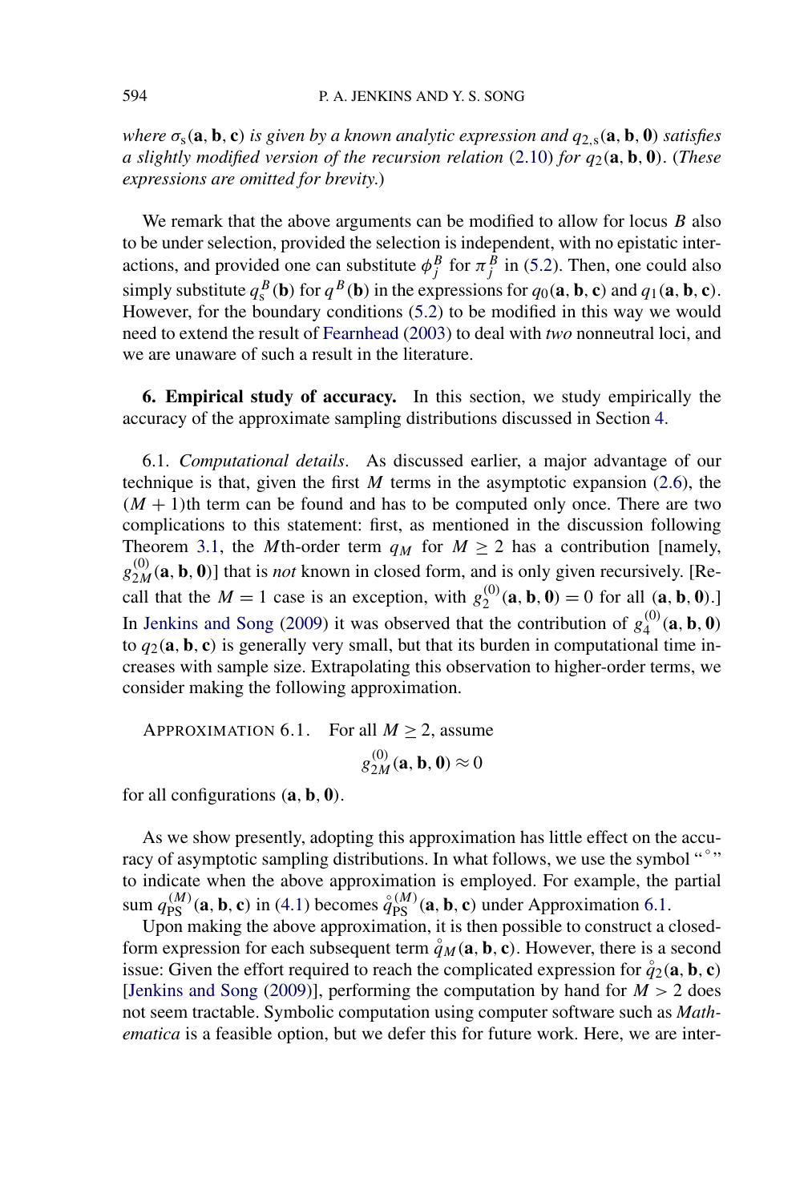*where $\sigma_s(\mathbf{a}, \mathbf{b}, \mathbf{c})$ is given by a known analytic expression and $q_{2,s}(\mathbf{a}, \mathbf{b}, \mathbf{0})$ satisfies a slightly modified version of the recursion relation (2.10) for $q_2(\mathbf{a}, \mathbf{b}, \mathbf{0})$. (These expressions are omitted for brevity.)*

We remark that the above arguments can be modified to allow for locus $B$ also to be under selection, provided the selection is independent, with no epistatic interactions, and provided one can substitute $\phi_j^B$ for $\pi_j^B$ in (5.2). Then, one could also simply substitute $q_s^B(\mathbf{b})$ for $q^B(\mathbf{b})$ in the expressions for $q_0(\mathbf{a}, \mathbf{b}, \mathbf{c})$ and $q_1(\mathbf{a}, \mathbf{b}, \mathbf{c})$. However, for the boundary conditions (5.2) to be modified in this way we would need to extend the result of Fearnhead (2003) to deal with *two* nonneutral loci, and we are unaware of such a result in the literature.

## 6. Empirical study of accuracy.

In this section, we study empirically the accuracy of the approximate sampling distributions discussed in Section 4.

### 6.1. *Computational details*.

As discussed earlier, a major advantage of our technique is that, given the first $M$ terms in the asymptotic expansion (2.6), the $(M + 1)$th term can be found and has to be computed only once. There are two complications to this statement: first, as mentioned in the discussion following Theorem 3.1, the $M$th-order term $q_M$ for $M \geq 2$ has a contribution [namely, $g_{2M}^{(0)}(\mathbf{a}, \mathbf{b}, \mathbf{0})$] that is *not* known in closed form, and is only given recursively. [Recall that the $M = 1$ case is an exception, with $g_2^{(0)}(\mathbf{a}, \mathbf{b}, \mathbf{0}) = 0$ for all $(\mathbf{a}, \mathbf{b}, \mathbf{0})$.] In Jenkins and Song (2009) it was observed that the contribution of $g_4^{(0)}(\mathbf{a}, \mathbf{b}, \mathbf{0})$ to $q_2(\mathbf{a}, \mathbf{b}, \mathbf{c})$ is generally very small, but that its burden in computational time increases with sample size. Extrapolating this observation to higher-order terms, we consider making the following approximation.

APPROXIMATION 6.1. For all $M \geq 2$, assume

$$g_{2M}^{(0)}(\mathbf{a}, \mathbf{b}, \mathbf{0}) \approx 0$$

for all configurations $(\mathbf{a}, \mathbf{b}, \mathbf{0})$.

As we show presently, adopting this approximation has little effect on the accuracy of asymptotic sampling distributions. In what follows, we use the symbol "$\circ$" to indicate when the above approximation is employed. For example, the partial sum $q_{\text{PS}}^{(M)}(\mathbf{a}, \mathbf{b}, \mathbf{c})$ in (4.1) becomes $\mathring{q}_{\text{PS}}^{(M)}(\mathbf{a}, \mathbf{b}, \mathbf{c})$ under Approximation 6.1.

Upon making the above approximation, it is then possible to construct a closed-form expression for each subsequent term $\mathring{q}_M(\mathbf{a}, \mathbf{b}, \mathbf{c})$. However, there is a second issue: Given the effort required to reach the complicated expression for $\mathring{q}_2(\mathbf{a}, \mathbf{b}, \mathbf{c})$ [Jenkins and Song (2009)], performing the computation by hand for $M > 2$ does not seem tractable. Symbolic computation using computer software such as *Mathematica* is a feasible option, but we defer this for future work. Here, we are inter-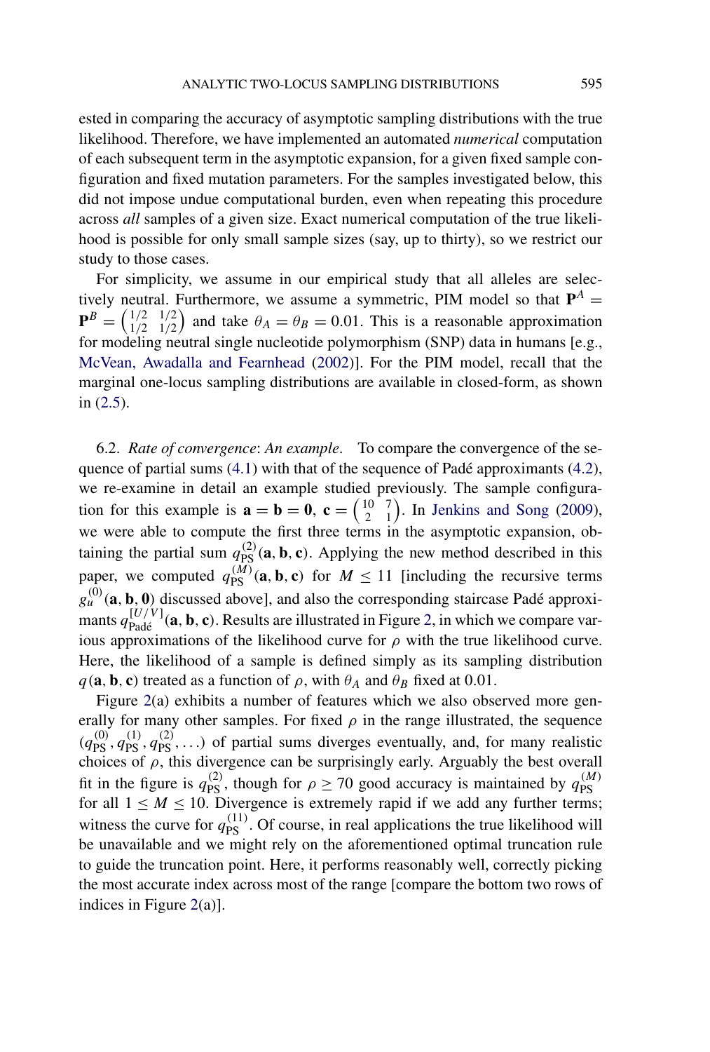ested in comparing the accuracy of asymptotic sampling distributions with the true likelihood. Therefore, we have implemented an automated *numerical* computation of each subsequent term in the asymptotic expansion, for a given fixed sample configuration and fixed mutation parameters. For the samples investigated below, this did not impose undue computational burden, even when repeating this procedure across *all* samples of a given size. Exact numerical computation of the true likelihood is possible for only small sample sizes (say, up to thirty), so we restrict our study to those cases.

For simplicity, we assume in our empirical study that all alleles are selectively neutral. Furthermore, we assume a symmetric, PIM model so that $\mathbf{P}^A = \mathbf{P}^B = \begin{pmatrix} 1/2 & 1/2 \\ 1/2 & 1/2 \end{pmatrix}$ and take $\theta_A = \theta_B = 0.01$. This is a reasonable approximation for modeling neutral single nucleotide polymorphism (SNP) data in humans [e.g., McVean, Awadalla and Fearnhead (2002)]. For the PIM model, recall that the marginal one-locus sampling distributions are available in closed-form, as shown in (2.5).

6.2. *Rate of convergence*: *An example*. To compare the convergence of the sequence of partial sums (4.1) with that of the sequence of Padé approximants (4.2), we re-examine in detail an example studied previously. The sample configuration for this example is $\mathbf{a} = \mathbf{b} = \mathbf{0}$, $\mathbf{c} = \begin{pmatrix} 10 & 7 \\ 2 & 1 \end{pmatrix}$. In Jenkins and Song (2009), we were able to compute the first three terms in the asymptotic expansion, obtaining the partial sum $q_{\text{PS}}^{(2)}(\mathbf{a}, \mathbf{b}, \mathbf{c})$. Applying the new method described in this paper, we computed $q_{\text{PS}}^{(M)}(\mathbf{a}, \mathbf{b}, \mathbf{c})$ for $M \leq 11$ [including the recursive terms $g_u^{(0)}(\mathbf{a}, \mathbf{b}, \mathbf{0})$ discussed above], and also the corresponding staircase Padé approximants $q_{\text{Padé}}^{[U/V]}(\mathbf{a}, \mathbf{b}, \mathbf{c})$. Results are illustrated in Figure 2, in which we compare various approximations of the likelihood curve for $\rho$ with the true likelihood curve. Here, the likelihood of a sample is defined simply as its sampling distribution $q(\mathbf{a}, \mathbf{b}, \mathbf{c})$ treated as a function of $\rho$, with $\theta_A$ and $\theta_B$ fixed at 0.01.

Figure 2(a) exhibits a number of features which we also observed more generally for many other samples. For fixed $\rho$ in the range illustrated, the sequence $(q_{\text{PS}}^{(0)}, q_{\text{PS}}^{(1)}, q_{\text{PS}}^{(2)}, \ldots)$ of partial sums diverges eventually, and, for many realistic choices of $\rho$, this divergence can be surprisingly early. Arguably the best overall fit in the figure is $q_{\text{PS}}^{(2)}$, though for $\rho \geq 70$ good accuracy is maintained by $q_{\text{PS}}^{(M)}$ for all $1 \leq M \leq 10$. Divergence is extremely rapid if we add any further terms; witness the curve for $q_{\text{PS}}^{(11)}$. Of course, in real applications the true likelihood will be unavailable and we might rely on the aforementioned optimal truncation rule to guide the truncation point. Here, it performs reasonably well, correctly picking the most accurate index across most of the range [compare the bottom two rows of indices in Figure 2(a)].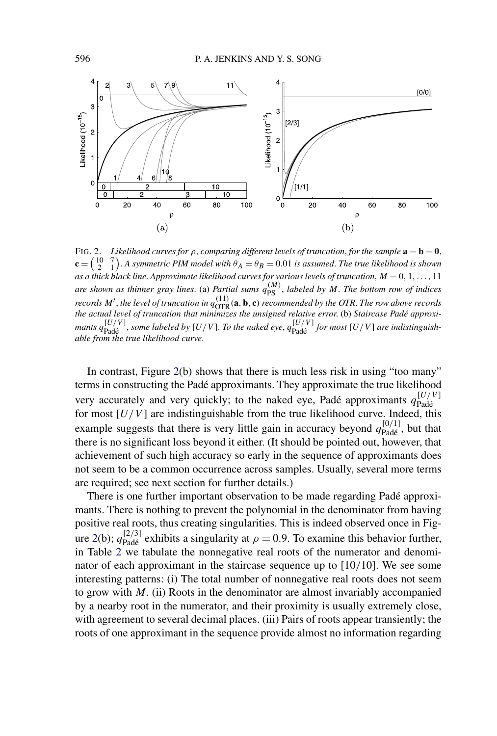FIG. 2. *Likelihood curves for $\rho$, comparing different levels of truncation, for the sample $\mathbf{a} = \mathbf{b} = \mathbf{0}$, $\mathbf{c} = \begin{pmatrix} 10 & 7 \\ 2 & 1 \end{pmatrix}$. A symmetric PIM model with $\theta_A = \theta_B = 0.01$ is assumed. The true likelihood is shown as a thick black line. Approximate likelihood curves for various levels of truncation, $M = 0, 1, \ldots, 11$ are shown as thinner gray lines.* (a) *Partial sums $q_{\text{PS}}^{(M)}$, labeled by $M$. The bottom row of indices records $M'$, the level of truncation in $q_{\text{OTR}}^{(11)}(\mathbf{a}, \mathbf{b}, \mathbf{c})$ recommended by the OTR. The row above records the actual level of truncation that minimizes the unsigned relative error.* (b) *Staircase Padé approximants $q_{\text{Padé}}^{[U/V]}$, some labeled by $[U/V]$. To the naked eye, $q_{\text{Padé}}^{[U/V]}$ for most $[U/V]$ are indistinguishable from the true likelihood curve.*

In contrast, Figure 2(b) shows that there is much less risk in using "too many" terms in constructing the Padé approximants. They approximate the true likelihood very accurately and very quickly; to the naked eye, Padé approximants $q_{\text{Padé}}^{[U/V]}$ for most $[U/V]$ are indistinguishable from the true likelihood curve. Indeed, this example suggests that there is very little gain in accuracy beyond $q_{\text{Padé}}^{[0/1]}$, but that there is no significant loss beyond it either. (It should be pointed out, however, that achievement of such high accuracy so early in the sequence of approximants does not seem to be a common occurrence across samples. Usually, several more terms are required; see next section for further details.)

There is one further important observation to be made regarding Padé approximants. There is nothing to prevent the polynomial in the denominator from having positive real roots, thus creating singularities. This is indeed observed once in Figure 2(b); $q_{\text{Padé}}^{[2/3]}$ exhibits a singularity at $\rho = 0.9$. To examine this behavior further, in Table 2 we tabulate the nonnegative real roots of the numerator and denominator of each approximant in the staircase sequence up to $[10/10]$. We see some interesting patterns: (i) The total number of nonnegative real roots does not seem to grow with $M$. (ii) Roots in the denominator are almost invariably accompanied by a nearby root in the numerator, and their proximity is usually extremely close, with agreement to several decimal places. (iii) Pairs of roots appear transiently; the roots of one approximant in the sequence provide almost no information regarding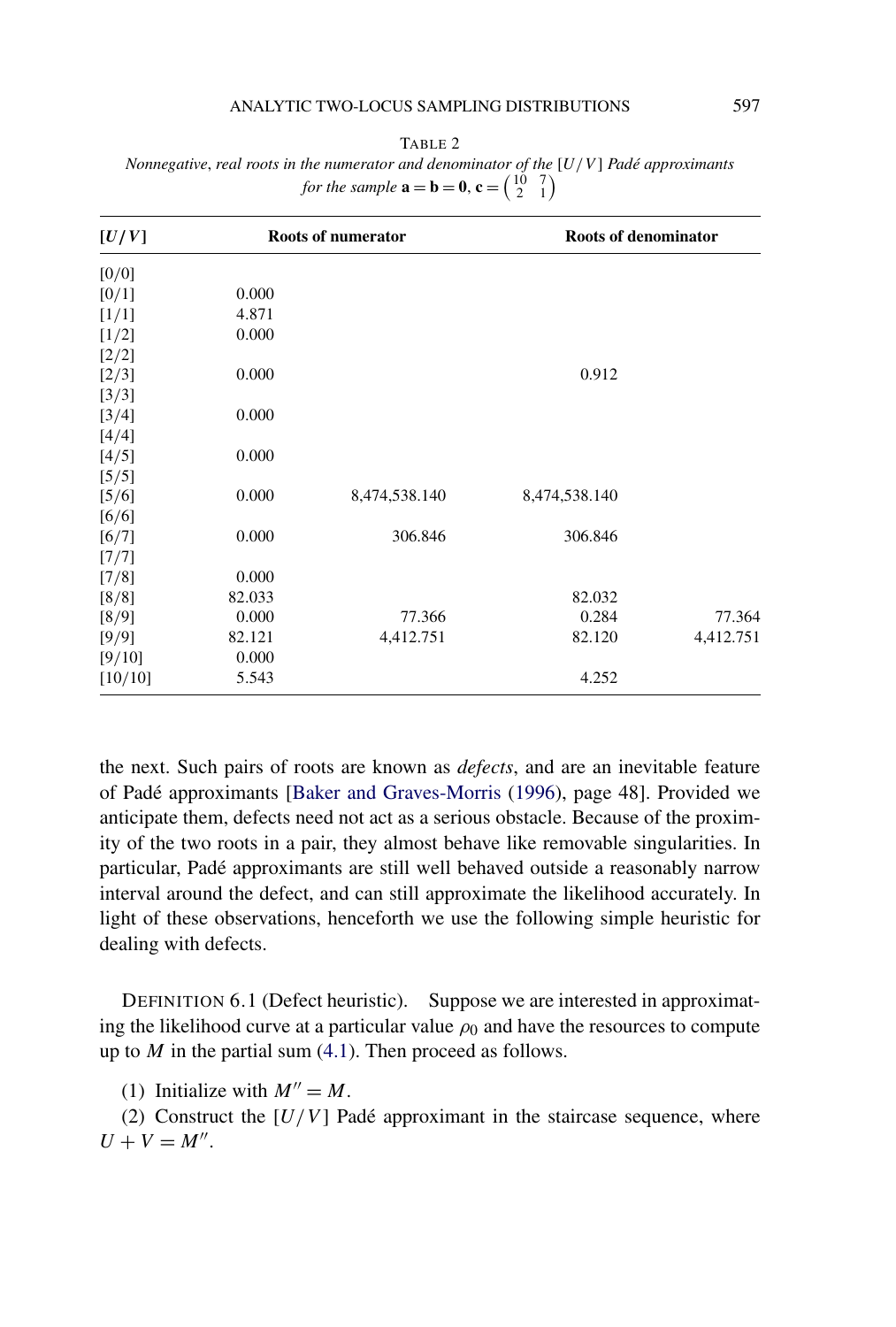TABLE 2

*Nonnegative, real roots in the numerator and denominator of the* $[U/V]$ *Padé approximants for the sample* $\mathbf{a} = \mathbf{b} = \mathbf{0}$, $\mathbf{c} = \begin{pmatrix} 10 & 7 \\ 2 & 1 \end{pmatrix}$

| $[U/V]$ | Roots of numerator | | Roots of denominator | |
|---|---|---|---|---|
| [0/0] | | | | |
| [0/1] | 0.000 | | | |
| [1/1] | 4.871 | | | |
| [1/2] | 0.000 | | | |
| [2/2] | | | | |
| [2/3] | 0.000 | | 0.912 | |
| [3/3] | | | | |
| [3/4] | 0.000 | | | |
| [4/4] | | | | |
| [4/5] | 0.000 | | | |
| [5/5] | | | | |
| [5/6] | 0.000 | 8,474,538.140 | 8,474,538.140 | |
| [6/6] | | | | |
| [6/7] | 0.000 | 306.846 | 306.846 | |
| [7/7] | | | | |
| [7/8] | 0.000 | | | |
| [8/8] | 82.033 | | 82.032 | |
| [8/9] | 0.000 | 77.366 | 0.284 | 77.364 |
| [9/9] | 82.121 | 4,412.751 | 82.120 | 4,412.751 |
| [9/10] | 0.000 | | | |
| [10/10] | 5.543 | | 4.252 | |

the next. Such pairs of roots are known as *defects*, and are an inevitable feature of Padé approximants [Baker and Graves-Morris (1996), page 48]. Provided we anticipate them, defects need not act as a serious obstacle. Because of the proximity of the two roots in a pair, they almost behave like removable singularities. In particular, Padé approximants are still well behaved outside a reasonably narrow interval around the defect, and can still approximate the likelihood accurately. In light of these observations, henceforth we use the following simple heuristic for dealing with defects.

DEFINITION 6.1 (Defect heuristic). Suppose we are interested in approximating the likelihood curve at a particular value $\rho_0$ and have the resources to compute up to $M$ in the partial sum (4.1). Then proceed as follows.

(1) Initialize with $M'' = M$.

(2) Construct the $[U/V]$ Padé approximant in the staircase sequence, where $U + V = M''$.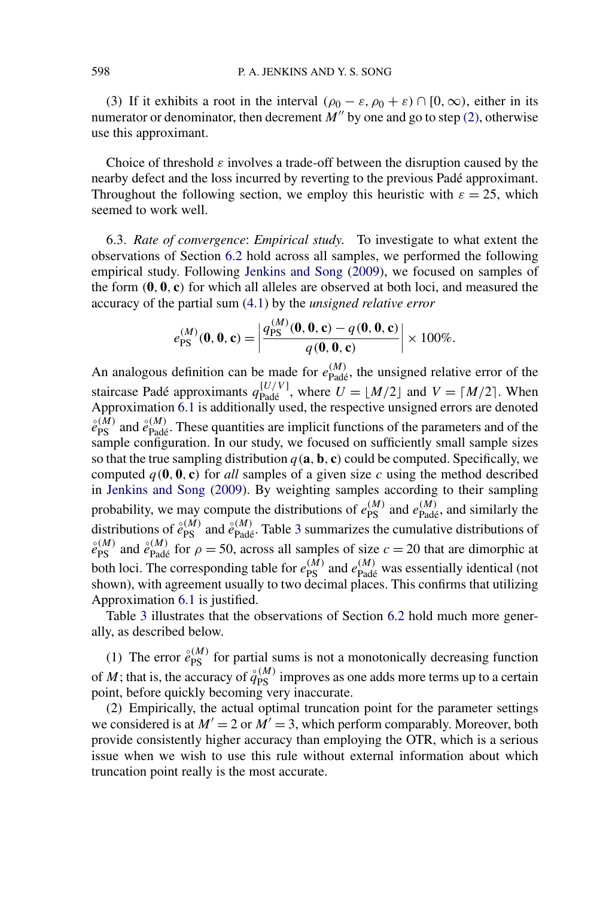(3) If it exhibits a root in the interval $(\rho_0 - \varepsilon, \rho_0 + \varepsilon) \cap [0, \infty)$, either in its numerator or denominator, then decrement $M''$ by one and go to step (2), otherwise use this approximant.

Choice of threshold $\varepsilon$ involves a trade-off between the disruption caused by the nearby defect and the loss incurred by reverting to the previous Padé approximant. Throughout the following section, we employ this heuristic with $\varepsilon = 25$, which seemed to work well.

6.3. *Rate of convergence*: *Empirical study.* To investigate to what extent the observations of Section 6.2 hold across all samples, we performed the following empirical study. Following Jenkins and Song (2009), we focused on samples of the form $(\mathbf{0}, \mathbf{0}, \mathbf{c})$ for which all alleles are observed at both loci, and measured the accuracy of the partial sum (4.1) by the *unsigned relative error*

$$e_{\mathrm{PS}}^{(M)}(\mathbf{0}, \mathbf{0}, \mathbf{c}) = \left| \frac{q_{\mathrm{PS}}^{(M)}(\mathbf{0}, \mathbf{0}, \mathbf{c}) - q(\mathbf{0}, \mathbf{0}, \mathbf{c})}{q(\mathbf{0}, \mathbf{0}, \mathbf{c})} \right| \times 100\%.$$

An analogous definition can be made for $e_{\text{Padé}}^{(M)}$, the unsigned relative error of the staircase Padé approximants $q_{\text{Padé}}^{[U/V]}$, where $U = \lfloor M/2 \rfloor$ and $V = \lceil M/2 \rceil$. When Approximation 6.1 is additionally used, the respective unsigned errors are denoted $\mathring{e}_{\mathrm{PS}}^{(M)}$ and $\mathring{e}_{\text{Padé}}^{(M)}$. These quantities are implicit functions of the parameters and of the sample configuration. In our study, we focused on sufficiently small sample sizes so that the true sampling distribution $q(\mathbf{a}, \mathbf{b}, \mathbf{c})$ could be computed. Specifically, we computed $q(\mathbf{0}, \mathbf{0}, \mathbf{c})$ for *all* samples of a given size $c$ using the method described in Jenkins and Song (2009). By weighting samples according to their sampling probability, we may compute the distributions of $e_{\mathrm{PS}}^{(M)}$ and $e_{\text{Padé}}^{(M)}$, and similarly the distributions of $\mathring{e}_{\mathrm{PS}}^{(M)}$ and $\mathring{e}_{\text{Padé}}^{(M)}$. Table 3 summarizes the cumulative distributions of $\mathring{e}_{\mathrm{PS}}^{(M)}$ and $\mathring{e}_{\text{Padé}}^{(M)}$ for $\rho = 50$, across all samples of size $c = 20$ that are dimorphic at both loci. The corresponding table for $e_{\mathrm{PS}}^{(M)}$ and $e_{\text{Padé}}^{(M)}$ was essentially identical (not shown), with agreement usually to two decimal places. This confirms that utilizing Approximation 6.1 is justified.

Table 3 illustrates that the observations of Section 6.2 hold much more generally, as described below.

(1) The error $\mathring{e}_{\mathrm{PS}}^{(M)}$ for partial sums is not a monotonically decreasing function of $M$; that is, the accuracy of $\mathring{q}_{\mathrm{PS}}^{(M)}$ improves as one adds more terms up to a certain point, before quickly becoming very inaccurate.

(2) Empirically, the actual optimal truncation point for the parameter settings we considered is at $M' = 2$ or $M' = 3$, which perform comparably. Moreover, both provide consistently higher accuracy than employing the OTR, which is a serious issue when we wish to use this rule without external information about which truncation point really is the most accurate.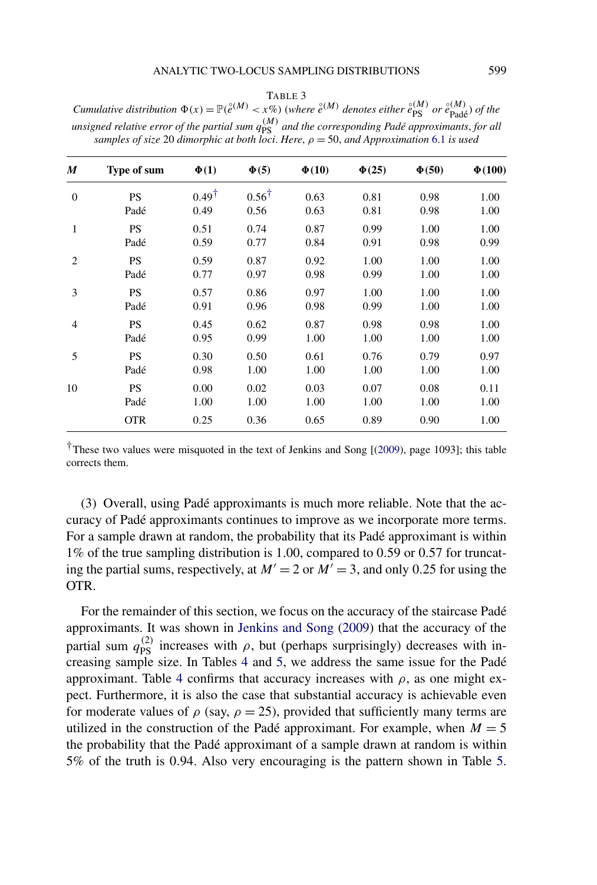TABLE 3

*Cumulative distribution* $\Phi(x) = \mathbb{P}(\mathring{e}^{(M)} < x\%)$ *(where* $\mathring{e}^{(M)}$ *denotes either* $\mathring{e}_{\text{PS}}^{(M)}$ *or* $\mathring{e}_{\text{Padé}}^{(M)}$*) of the unsigned relative error of the partial sum* $q_{\text{PS}}^{(M)}$ *and the corresponding Padé approximants, for all samples of size* 20 *dimorphic at both loci. Here,* $\rho = 50$*, and Approximation* 6.1 *is used*

| $M$ | Type of sum | $\Phi(1)$ | $\Phi(5)$ | $\Phi(10)$ | $\Phi(25)$ | $\Phi(50)$ | $\Phi(100)$ |
|---|---|---|---|---|---|---|---|
| 0 | PS | 0.49† | 0.56† | 0.63 | 0.81 | 0.98 | 1.00 |
| | Padé | 0.49 | 0.56 | 0.63 | 0.81 | 0.98 | 1.00 |
| 1 | PS | 0.51 | 0.74 | 0.87 | 0.99 | 1.00 | 1.00 |
| | Padé | 0.59 | 0.77 | 0.84 | 0.91 | 0.98 | 0.99 |
| 2 | PS | 0.59 | 0.87 | 0.92 | 1.00 | 1.00 | 1.00 |
| | Padé | 0.77 | 0.97 | 0.98 | 0.99 | 1.00 | 1.00 |
| 3 | PS | 0.57 | 0.86 | 0.97 | 1.00 | 1.00 | 1.00 |
| | Padé | 0.91 | 0.96 | 0.98 | 0.99 | 1.00 | 1.00 |
| 4 | PS | 0.45 | 0.62 | 0.87 | 0.98 | 0.98 | 1.00 |
| | Padé | 0.95 | 0.99 | 1.00 | 1.00 | 1.00 | 1.00 |
| 5 | PS | 0.30 | 0.50 | 0.61 | 0.76 | 0.79 | 0.97 |
| | Padé | 0.98 | 1.00 | 1.00 | 1.00 | 1.00 | 1.00 |
| 10 | PS | 0.00 | 0.02 | 0.03 | 0.07 | 0.08 | 0.11 |
| | Padé | 1.00 | 1.00 | 1.00 | 1.00 | 1.00 | 1.00 |
| | OTR | 0.25 | 0.36 | 0.65 | 0.89 | 0.90 | 1.00 |

†These two values were misquoted in the text of Jenkins and Song [(2009), page 1093]; this table corrects them.

(3) Overall, using Padé approximants is much more reliable. Note that the accuracy of Padé approximants continues to improve as we incorporate more terms. For a sample drawn at random, the probability that its Padé approximant is within 1% of the true sampling distribution is 1.00, compared to 0.59 or 0.57 for truncating the partial sums, respectively, at $M' = 2$ or $M' = 3$, and only 0.25 for using the OTR.

For the remainder of this section, we focus on the accuracy of the staircase Padé approximants. It was shown in Jenkins and Song (2009) that the accuracy of the partial sum $q_{\text{PS}}^{(2)}$ increases with $\rho$, but (perhaps surprisingly) decreases with increasing sample size. In Tables 4 and 5, we address the same issue for the Padé approximant. Table 4 confirms that accuracy increases with $\rho$, as one might expect. Furthermore, it is also the case that substantial accuracy is achievable even for moderate values of $\rho$ (say, $\rho = 25$), provided that sufficiently many terms are utilized in the construction of the Padé approximant. For example, when $M = 5$ the probability that the Padé approximant of a sample drawn at random is within 5% of the truth is 0.94. Also very encouraging is the pattern shown in Table 5.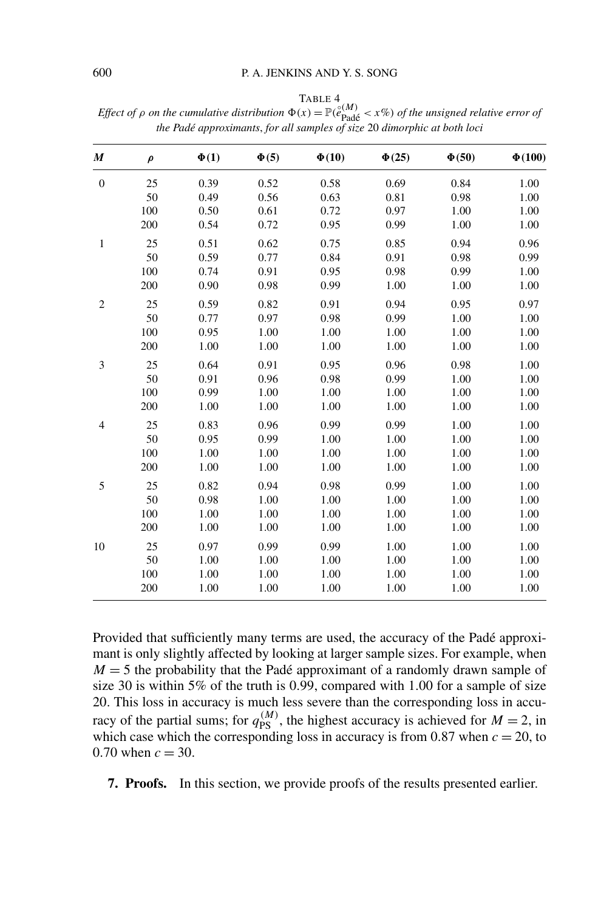TABLE 4

*Effect of* $\rho$ *on the cumulative distribution* $\Phi(x) = \mathbb{P}(\mathring{e}^{(M)}_{\text{Padé}} < x\%)$ *of the unsigned relative error of the Padé approximants, for all samples of size* 20 *dimorphic at both loci*

| $M$ | $\rho$ | $\Phi(1)$ | $\Phi(5)$ | $\Phi(10)$ | $\Phi(25)$ | $\Phi(50)$ | $\Phi(100)$ |
|---|---|---|---|---|---|---|---|
| 0 | 25 | 0.39 | 0.52 | 0.58 | 0.69 | 0.84 | 1.00 |
| | 50 | 0.49 | 0.56 | 0.63 | 0.81 | 0.98 | 1.00 |
| | 100 | 0.50 | 0.61 | 0.72 | 0.97 | 1.00 | 1.00 |
| | 200 | 0.54 | 0.72 | 0.95 | 0.99 | 1.00 | 1.00 |
| 1 | 25 | 0.51 | 0.62 | 0.75 | 0.85 | 0.94 | 0.96 |
| | 50 | 0.59 | 0.77 | 0.84 | 0.91 | 0.98 | 0.99 |
| | 100 | 0.74 | 0.91 | 0.95 | 0.98 | 0.99 | 1.00 |
| | 200 | 0.90 | 0.98 | 0.99 | 1.00 | 1.00 | 1.00 |
| 2 | 25 | 0.59 | 0.82 | 0.91 | 0.94 | 0.95 | 0.97 |
| | 50 | 0.77 | 0.97 | 0.98 | 0.99 | 1.00 | 1.00 |
| | 100 | 0.95 | 1.00 | 1.00 | 1.00 | 1.00 | 1.00 |
| | 200 | 1.00 | 1.00 | 1.00 | 1.00 | 1.00 | 1.00 |
| 3 | 25 | 0.64 | 0.91 | 0.95 | 0.96 | 0.98 | 1.00 |
| | 50 | 0.91 | 0.96 | 0.98 | 0.99 | 1.00 | 1.00 |
| | 100 | 0.99 | 1.00 | 1.00 | 1.00 | 1.00 | 1.00 |
| | 200 | 1.00 | 1.00 | 1.00 | 1.00 | 1.00 | 1.00 |
| 4 | 25 | 0.83 | 0.96 | 0.99 | 0.99 | 1.00 | 1.00 |
| | 50 | 0.95 | 0.99 | 1.00 | 1.00 | 1.00 | 1.00 |
| | 100 | 1.00 | 1.00 | 1.00 | 1.00 | 1.00 | 1.00 |
| | 200 | 1.00 | 1.00 | 1.00 | 1.00 | 1.00 | 1.00 |
| 5 | 25 | 0.82 | 0.94 | 0.98 | 0.99 | 1.00 | 1.00 |
| | 50 | 0.98 | 1.00 | 1.00 | 1.00 | 1.00 | 1.00 |
| | 100 | 1.00 | 1.00 | 1.00 | 1.00 | 1.00 | 1.00 |
| | 200 | 1.00 | 1.00 | 1.00 | 1.00 | 1.00 | 1.00 |
| 10 | 25 | 0.97 | 0.99 | 0.99 | 1.00 | 1.00 | 1.00 |
| | 50 | 1.00 | 1.00 | 1.00 | 1.00 | 1.00 | 1.00 |
| | 100 | 1.00 | 1.00 | 1.00 | 1.00 | 1.00 | 1.00 |
| | 200 | 1.00 | 1.00 | 1.00 | 1.00 | 1.00 | 1.00 |

Provided that sufficiently many terms are used, the accuracy of the Padé approximant is only slightly affected by looking at larger sample sizes. For example, when $M = 5$ the probability that the Padé approximant of a randomly drawn sample of size 30 is within 5% of the truth is 0.99, compared with 1.00 for a sample of size 20. This loss in accuracy is much less severe than the corresponding loss in accuracy of the partial sums; for $q^{(M)}_{\text{PS}}$, the highest accuracy is achieved for $M = 2$, in which case which the corresponding loss in accuracy is from 0.87 when $c = 20$, to 0.70 when $c = 30$.

## 7. Proofs.

In this section, we provide proofs of the results presented earlier.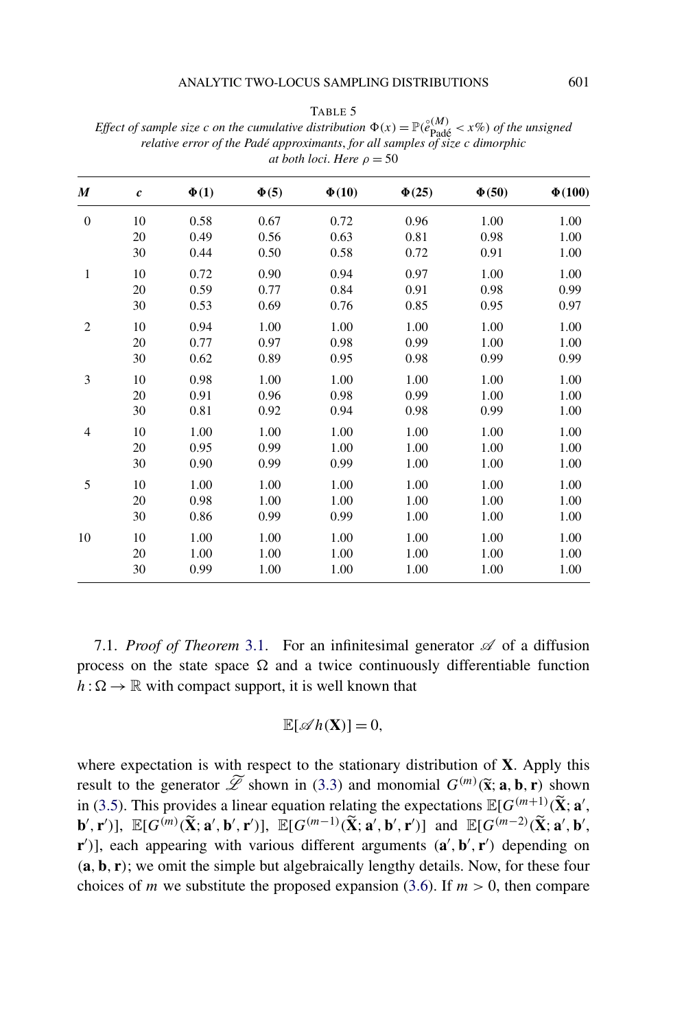TABLE 5

*Effect of sample size c on the cumulative distribution $\Phi(x) = \mathbb{P}(\mathring{e}^{(M)}_{\text{Padé}} < x\%)$ of the unsigned relative error of the Padé approximants, for all samples of size c dimorphic at both loci. Here $\rho = 50$*

| $M$ | $c$ | $\Phi(1)$ | $\Phi(5)$ | $\Phi(10)$ | $\Phi(25)$ | $\Phi(50)$ | $\Phi(100)$ |
|---|---|---|---|---|---|---|---|
| 0 | 10 | 0.58 | 0.67 | 0.72 | 0.96 | 1.00 | 1.00 |
| | 20 | 0.49 | 0.56 | 0.63 | 0.81 | 0.98 | 1.00 |
| | 30 | 0.44 | 0.50 | 0.58 | 0.72 | 0.91 | 1.00 |
| 1 | 10 | 0.72 | 0.90 | 0.94 | 0.97 | 1.00 | 1.00 |
| | 20 | 0.59 | 0.77 | 0.84 | 0.91 | 0.98 | 0.99 |
| | 30 | 0.53 | 0.69 | 0.76 | 0.85 | 0.95 | 0.97 |
| 2 | 10 | 0.94 | 1.00 | 1.00 | 1.00 | 1.00 | 1.00 |
| | 20 | 0.77 | 0.97 | 0.98 | 0.99 | 1.00 | 1.00 |
| | 30 | 0.62 | 0.89 | 0.95 | 0.98 | 0.99 | 0.99 |
| 3 | 10 | 0.98 | 1.00 | 1.00 | 1.00 | 1.00 | 1.00 |
| | 20 | 0.91 | 0.96 | 0.98 | 0.99 | 1.00 | 1.00 |
| | 30 | 0.81 | 0.92 | 0.94 | 0.98 | 0.99 | 1.00 |
| 4 | 10 | 1.00 | 1.00 | 1.00 | 1.00 | 1.00 | 1.00 |
| | 20 | 0.95 | 0.99 | 1.00 | 1.00 | 1.00 | 1.00 |
| | 30 | 0.90 | 0.99 | 0.99 | 1.00 | 1.00 | 1.00 |
| 5 | 10 | 1.00 | 1.00 | 1.00 | 1.00 | 1.00 | 1.00 |
| | 20 | 0.98 | 1.00 | 1.00 | 1.00 | 1.00 | 1.00 |
| | 30 | 0.86 | 0.99 | 0.99 | 1.00 | 1.00 | 1.00 |
| 10 | 10 | 1.00 | 1.00 | 1.00 | 1.00 | 1.00 | 1.00 |
| | 20 | 1.00 | 1.00 | 1.00 | 1.00 | 1.00 | 1.00 |
| | 30 | 0.99 | 1.00 | 1.00 | 1.00 | 1.00 | 1.00 |

7.1. *Proof of Theorem* 3.1. For an infinitesimal generator $\mathscr{A}$ of a diffusion process on the state space $\Omega$ and a twice continuously differentiable function $h : \Omega \to \mathbb{R}$ with compact support, it is well known that

$$\mathbb{E}[\mathscr{A}h(\mathbf{X})] = 0,$$

where expectation is with respect to the stationary distribution of $\mathbf{X}$. Apply this result to the generator $\widetilde{\mathscr{L}}$ shown in (3.3) and monomial $G^{(m)}(\tilde{\mathbf{x}}; \mathbf{a}, \mathbf{b}, \mathbf{r})$ shown in (3.5). This provides a linear equation relating the expectations $\mathbb{E}[G^{(m+1)}(\widetilde{\mathbf{X}}; \mathbf{a}', \mathbf{b}', \mathbf{r}')]$, $\mathbb{E}[G^{(m)}(\widetilde{\mathbf{X}}; \mathbf{a}', \mathbf{b}', \mathbf{r}')]$, $\mathbb{E}[G^{(m-1)}(\widetilde{\mathbf{X}}; \mathbf{a}', \mathbf{b}', \mathbf{r}')]$ and $\mathbb{E}[G^{(m-2)}(\widetilde{\mathbf{X}}; \mathbf{a}', \mathbf{b}', \mathbf{r}')]$, each appearing with various different arguments $(\mathbf{a}', \mathbf{b}', \mathbf{r}')$ depending on $(\mathbf{a}, \mathbf{b}, \mathbf{r})$; we omit the simple but algebraically lengthy details. Now, for these four choices of $m$ we substitute the proposed expansion (3.6). If $m > 0$, then compare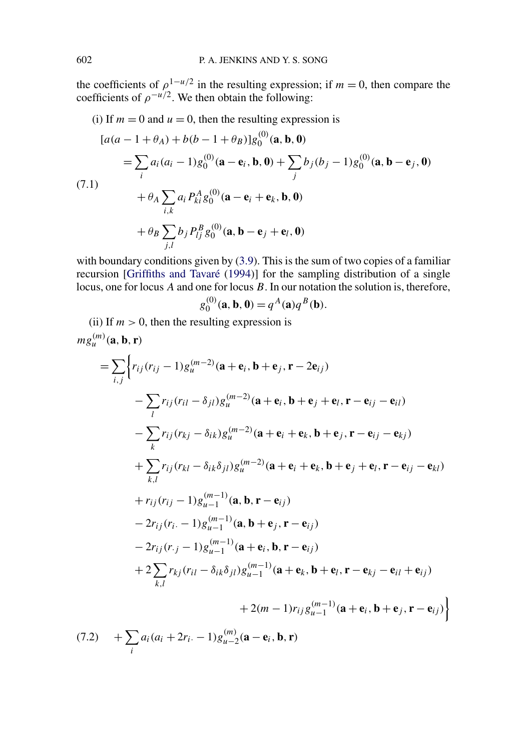the coefficients of $\rho^{1-u/2}$ in the resulting expression; if $m = 0$, then compare the coefficients of $\rho^{-u/2}$. We then obtain the following:

(i) If $m = 0$ and $u = 0$, then the resulting expression is

$$
\begin{aligned}
&[a(a-1+\theta_A)+b(b-1+\theta_B)]g_0^{(0)}(\mathbf{a},\mathbf{b},\mathbf{0}) \\
&\quad = \sum_i a_i(a_i-1)g_0^{(0)}(\mathbf{a}-\mathbf{e}_i,\mathbf{b},\mathbf{0}) + \sum_j b_j(b_j-1)g_0^{(0)}(\mathbf{a},\mathbf{b}-\mathbf{e}_j,\mathbf{0}) \\
&\qquad + \theta_A \sum_{i,k} a_i P_{ki}^A g_0^{(0)}(\mathbf{a}-\mathbf{e}_i+\mathbf{e}_k,\mathbf{b},\mathbf{0}) \\
&\qquad + \theta_B \sum_{j,l} b_j P_{lj}^B g_0^{(0)}(\mathbf{a},\mathbf{b}-\mathbf{e}_j+\mathbf{e}_l,\mathbf{0})
\end{aligned}
\tag{7.1}
$$

with boundary conditions given by (3.9). This is the sum of two copies of a familiar recursion [Griffiths and Tavaré (1994)] for the sampling distribution of a single locus, one for locus $A$ and one for locus $B$. In our notation the solution is, therefore,

$$g_0^{(0)}(\mathbf{a},\mathbf{b},\mathbf{0}) = q^A(\mathbf{a})q^B(\mathbf{b}).$$

(ii) If $m > 0$, then the resulting expression is

$$
\begin{aligned}
&m g_u^{(m)}(\mathbf{a},\mathbf{b},\mathbf{r}) \\
&\quad = \sum_{i,j}\Big\{ r_{ij}(r_{ij}-1)g_u^{(m-2)}(\mathbf{a}+\mathbf{e}_i,\mathbf{b}+\mathbf{e}_j,\mathbf{r}-2\mathbf{e}_{ij}) \\
&\qquad\quad - \sum_l r_{ij}(r_{il}-\delta_{jl})g_u^{(m-2)}(\mathbf{a}+\mathbf{e}_i,\mathbf{b}+\mathbf{e}_j+\mathbf{e}_l,\mathbf{r}-\mathbf{e}_{ij}-\mathbf{e}_{il}) \\
&\qquad\quad - \sum_k r_{ij}(r_{kj}-\delta_{ik})g_u^{(m-2)}(\mathbf{a}+\mathbf{e}_i+\mathbf{e}_k,\mathbf{b}+\mathbf{e}_j,\mathbf{r}-\mathbf{e}_{ij}-\mathbf{e}_{kj}) \\
&\qquad\quad + \sum_{k,l} r_{ij}(r_{kl}-\delta_{ik}\delta_{jl})g_u^{(m-2)}(\mathbf{a}+\mathbf{e}_i+\mathbf{e}_k,\mathbf{b}+\mathbf{e}_j+\mathbf{e}_l,\mathbf{r}-\mathbf{e}_{ij}-\mathbf{e}_{kl}) \\
&\qquad\quad + r_{ij}(r_{ij}-1)g_{u-1}^{(m-1)}(\mathbf{a},\mathbf{b},\mathbf{r}-\mathbf{e}_{ij}) \\
&\qquad\quad - 2r_{ij}(r_{i\cdot}-1)g_{u-1}^{(m-1)}(\mathbf{a},\mathbf{b}+\mathbf{e}_j,\mathbf{r}-\mathbf{e}_{ij}) \\
&\qquad\quad - 2r_{ij}(r_{\cdot j}-1)g_{u-1}^{(m-1)}(\mathbf{a}+\mathbf{e}_i,\mathbf{b},\mathbf{r}-\mathbf{e}_{ij}) \\
&\qquad\quad + 2\sum_{k,l} r_{kj}(r_{il}-\delta_{ik}\delta_{jl})g_{u-1}^{(m-1)}(\mathbf{a}+\mathbf{e}_k,\mathbf{b}+\mathbf{e}_l,\mathbf{r}-\mathbf{e}_{kj}-\mathbf{e}_{il}+\mathbf{e}_{ij}) \\
&\qquad\quad + 2(m-1)r_{ij}g_{u-1}^{(m-1)}(\mathbf{a}+\mathbf{e}_i,\mathbf{b}+\mathbf{e}_j,\mathbf{r}-\mathbf{e}_{ij})\Big\} \\
&\qquad + \sum_i a_i(a_i+2r_{i\cdot}-1)g_{u-2}^{(m)}(\mathbf{a}-\mathbf{e}_i,\mathbf{b},\mathbf{r})
\end{aligned}
\tag{7.2}
$$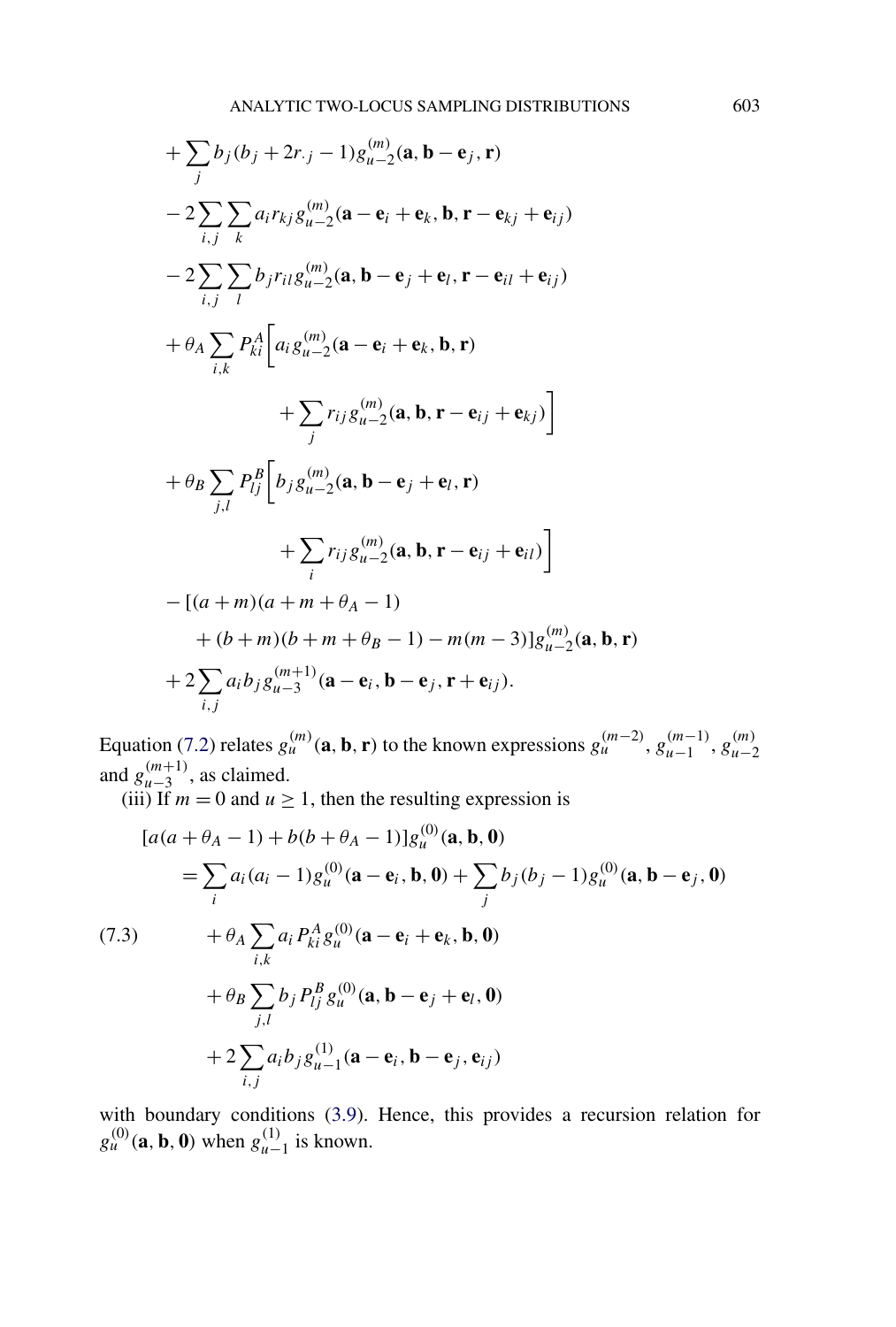$$
\begin{aligned}
&+\sum_j b_j(b_j+2r_{\cdot j}-1)g_{u-2}^{(m)}(\mathbf{a},\mathbf{b}-\mathbf{e}_j,\mathbf{r}) \\
&-2\sum_{i,j}\sum_k a_i r_{kj} g_{u-2}^{(m)}(\mathbf{a}-\mathbf{e}_i+\mathbf{e}_k,\mathbf{b},\mathbf{r}-\mathbf{e}_{kj}+\mathbf{e}_{ij}) \\
&-2\sum_{i,j}\sum_l b_j r_{il} g_{u-2}^{(m)}(\mathbf{a},\mathbf{b}-\mathbf{e}_j+\mathbf{e}_l,\mathbf{r}-\mathbf{e}_{il}+\mathbf{e}_{ij}) \\
&+\theta_A\sum_{i,k}P_{ki}^A\bigg[a_i g_{u-2}^{(m)}(\mathbf{a}-\mathbf{e}_i+\mathbf{e}_k,\mathbf{b},\mathbf{r}) \\
&\qquad\qquad\qquad+\sum_j r_{ij} g_{u-2}^{(m)}(\mathbf{a},\mathbf{b},\mathbf{r}-\mathbf{e}_{ij}+\mathbf{e}_{kj})\bigg] \\
&+\theta_B\sum_{j,l}P_{lj}^B\bigg[b_j g_{u-2}^{(m)}(\mathbf{a},\mathbf{b}-\mathbf{e}_j+\mathbf{e}_l,\mathbf{r}) \\
&\qquad\qquad\qquad+\sum_i r_{ij} g_{u-2}^{(m)}(\mathbf{a},\mathbf{b},\mathbf{r}-\mathbf{e}_{ij}+\mathbf{e}_{il})\bigg] \\
&-[(a+m)(a+m+\theta_A-1) \\
&\qquad+(b+m)(b+m+\theta_B-1)-m(m-3)]g_{u-2}^{(m)}(\mathbf{a},\mathbf{b},\mathbf{r}) \\
&+2\sum_{i,j}a_i b_j g_{u-3}^{(m+1)}(\mathbf{a}-\mathbf{e}_i,\mathbf{b}-\mathbf{e}_j,\mathbf{r}+\mathbf{e}_{ij}).
\end{aligned}
$$

Equation (7.2) relates $g_u^{(m)}(\mathbf{a},\mathbf{b},\mathbf{r})$ to the known expressions $g_u^{(m-2)}$, $g_{u-1}^{(m-1)}$, $g_{u-2}^{(m)}$ and $g_{u-3}^{(m+1)}$, as claimed.

(iii) If $m=0$ and $u\geq 1$, then the resulting expression is

$$
\begin{aligned}
&[a(a+\theta_A-1)+b(b+\theta_A-1)]g_u^{(0)}(\mathbf{a},\mathbf{b},\mathbf{0}) \\
&\quad=\sum_i a_i(a_i-1)g_u^{(0)}(\mathbf{a}-\mathbf{e}_i,\mathbf{b},\mathbf{0})+\sum_j b_j(b_j-1)g_u^{(0)}(\mathbf{a},\mathbf{b}-\mathbf{e}_j,\mathbf{0}) \\
&\qquad+\theta_A\sum_{i,k}a_i P_{ki}^A g_u^{(0)}(\mathbf{a}-\mathbf{e}_i+\mathbf{e}_k,\mathbf{b},\mathbf{0}) \qquad (7.3)\\
&\qquad+\theta_B\sum_{j,l}b_j P_{lj}^B g_u^{(0)}(\mathbf{a},\mathbf{b}-\mathbf{e}_j+\mathbf{e}_l,\mathbf{0}) \\
&\qquad+2\sum_{i,j}a_i b_j g_{u-1}^{(1)}(\mathbf{a}-\mathbf{e}_i,\mathbf{b}-\mathbf{e}_j,\mathbf{e}_{ij})
\end{aligned}
$$

with boundary conditions (3.9). Hence, this provides a recursion relation for $g_u^{(0)}(\mathbf{a},\mathbf{b},\mathbf{0})$ when $g_{u-1}^{(1)}$ is known.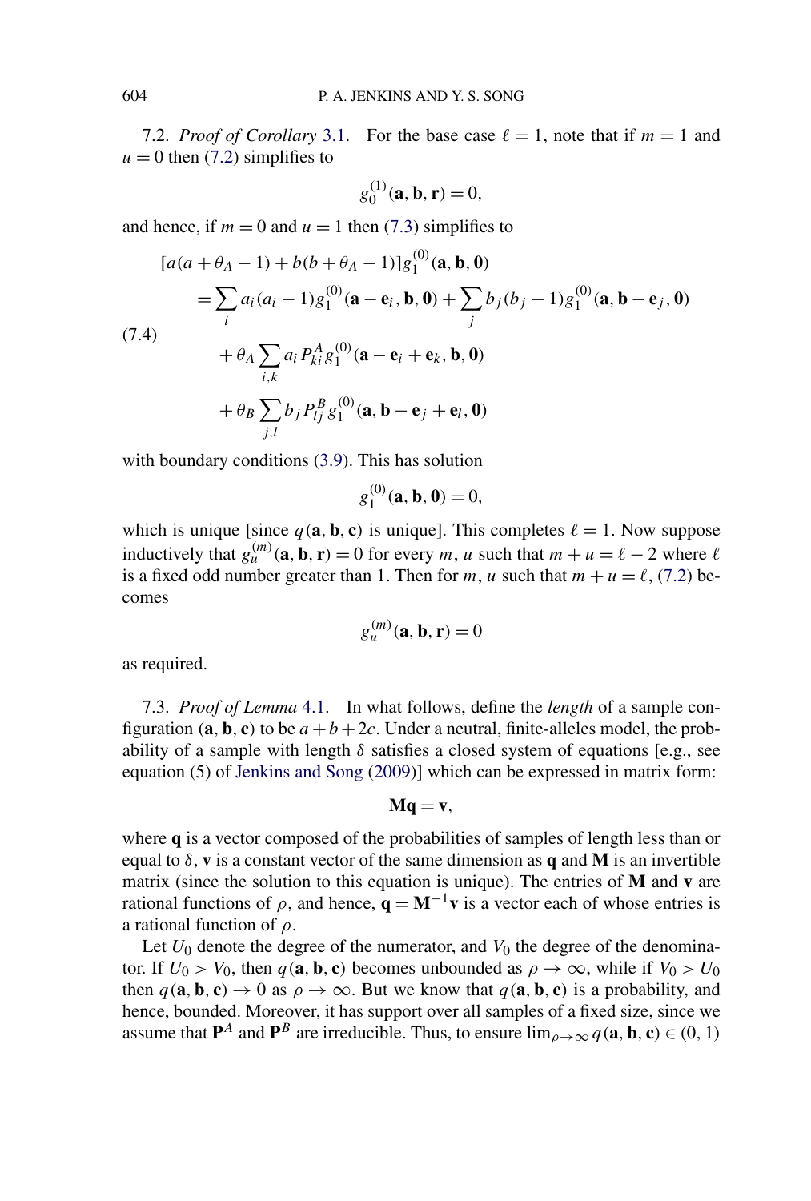7.2. *Proof of Corollary* 3.1. For the base case $\ell = 1$, note that if $m = 1$ and $u = 0$ then (7.2) simplifies to

$$g_0^{(1)}(\mathbf{a}, \mathbf{b}, \mathbf{r}) = 0,$$

and hence, if $m = 0$ and $u = 1$ then (7.3) simplifies to

$$\begin{aligned}
&[a(a + \theta_A - 1) + b(b + \theta_A - 1)] g_1^{(0)}(\mathbf{a}, \mathbf{b}, \mathbf{0}) \\
&\quad = \sum_i a_i(a_i - 1) g_1^{(0)}(\mathbf{a} - \mathbf{e}_i, \mathbf{b}, \mathbf{0}) + \sum_j b_j(b_j - 1) g_1^{(0)}(\mathbf{a}, \mathbf{b} - \mathbf{e}_j, \mathbf{0}) \\
&\qquad + \theta_A \sum_{i,k} a_i P_{ki}^A g_1^{(0)}(\mathbf{a} - \mathbf{e}_i + \mathbf{e}_k, \mathbf{b}, \mathbf{0}) \\
&\qquad + \theta_B \sum_{j,l} b_j P_{lj}^B g_1^{(0)}(\mathbf{a}, \mathbf{b} - \mathbf{e}_j + \mathbf{e}_l, \mathbf{0})
\end{aligned} \tag{7.4}$$

with boundary conditions (3.9). This has solution

$$g_1^{(0)}(\mathbf{a}, \mathbf{b}, \mathbf{0}) = 0,$$

which is unique [since $q(\mathbf{a}, \mathbf{b}, \mathbf{c})$ is unique]. This completes $\ell = 1$. Now suppose inductively that $g_u^{(m)}(\mathbf{a}, \mathbf{b}, \mathbf{r}) = 0$ for every $m$, $u$ such that $m + u = \ell - 2$ where $\ell$ is a fixed odd number greater than 1. Then for $m$, $u$ such that $m + u = \ell$, (7.2) becomes

$$g_u^{(m)}(\mathbf{a}, \mathbf{b}, \mathbf{r}) = 0$$

as required.

7.3. *Proof of Lemma* 4.1. In what follows, define the *length* of a sample configuration $(\mathbf{a}, \mathbf{b}, \mathbf{c})$ to be $a + b + 2c$. Under a neutral, finite-alleles model, the probability of a sample with length $\delta$ satisfies a closed system of equations [e.g., see equation (5) of Jenkins and Song (2009)] which can be expressed in matrix form:

$$\mathbf{M}\mathbf{q} = \mathbf{v},$$

where $\mathbf{q}$ is a vector composed of the probabilities of samples of length less than or equal to $\delta$, $\mathbf{v}$ is a constant vector of the same dimension as $\mathbf{q}$ and $\mathbf{M}$ is an invertible matrix (since the solution to this equation is unique). The entries of $\mathbf{M}$ and $\mathbf{v}$ are rational functions of $\rho$, and hence, $\mathbf{q} = \mathbf{M}^{-1}\mathbf{v}$ is a vector each of whose entries is a rational function of $\rho$.

Let $U_0$ denote the degree of the numerator, and $V_0$ the degree of the denominator. If $U_0 > V_0$, then $q(\mathbf{a}, \mathbf{b}, \mathbf{c})$ becomes unbounded as $\rho \to \infty$, while if $V_0 > U_0$ then $q(\mathbf{a}, \mathbf{b}, \mathbf{c}) \to 0$ as $\rho \to \infty$. But we know that $q(\mathbf{a}, \mathbf{b}, \mathbf{c})$ is a probability, and hence, bounded. Moreover, it has support over all samples of a fixed size, since we assume that $\mathbf{P}^A$ and $\mathbf{P}^B$ are irreducible. Thus, to ensure $\lim_{\rho \to \infty} q(\mathbf{a}, \mathbf{b}, \mathbf{c}) \in (0, 1)$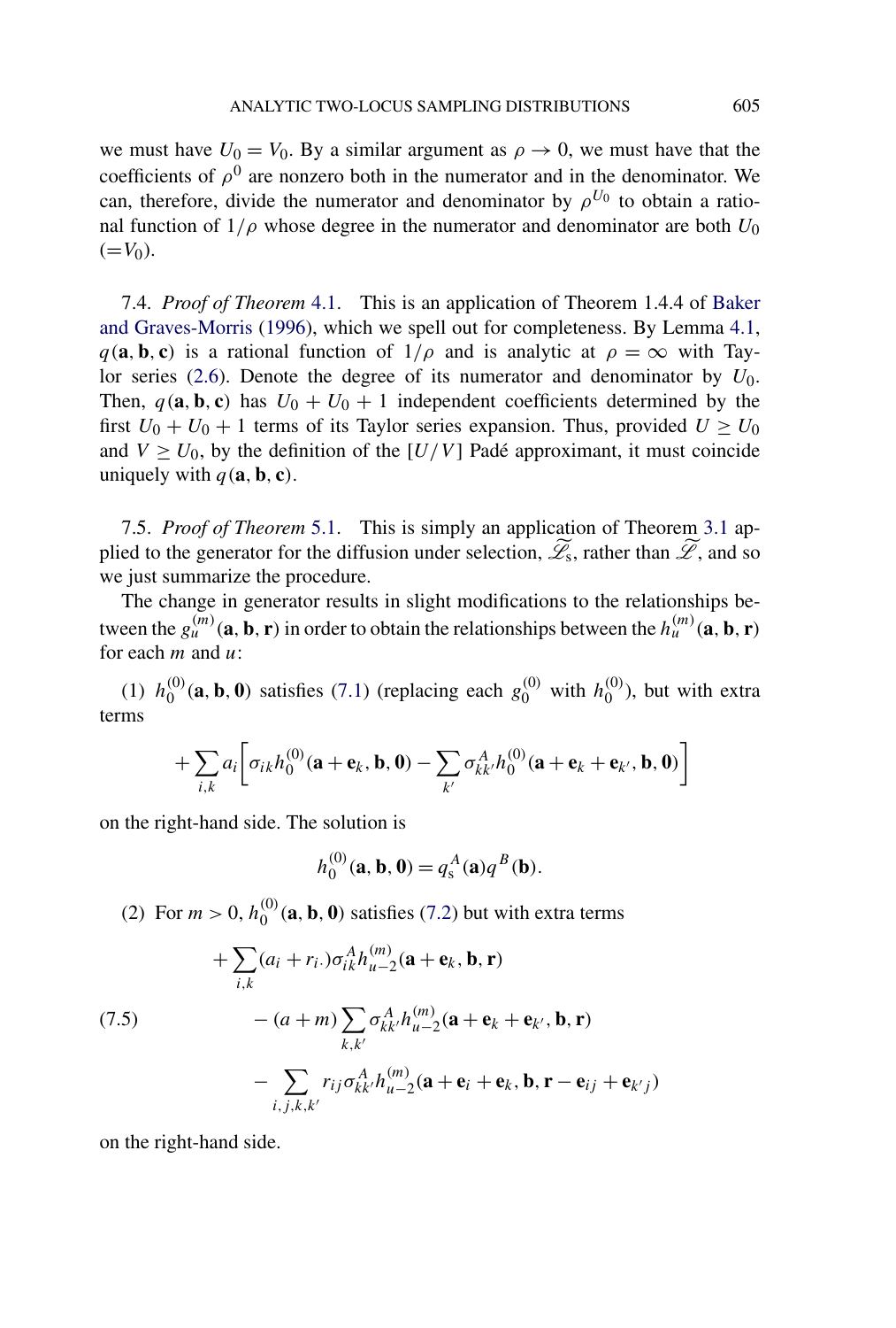we must have $U_0 = V_0$. By a similar argument as $\rho \to 0$, we must have that the coefficients of $\rho^0$ are nonzero both in the numerator and in the denominator. We can, therefore, divide the numerator and denominator by $\rho^{U_0}$ to obtain a rational function of $1/\rho$ whose degree in the numerator and denominator are both $U_0$ $(=V_0)$.

7.4. *Proof of Theorem* 4.1. This is an application of Theorem 1.4.4 of Baker and Graves-Morris (1996), which we spell out for completeness. By Lemma 4.1, $q(\mathbf{a}, \mathbf{b}, \mathbf{c})$ is a rational function of $1/\rho$ and is analytic at $\rho = \infty$ with Taylor series (2.6). Denote the degree of its numerator and denominator by $U_0$. Then, $q(\mathbf{a}, \mathbf{b}, \mathbf{c})$ has $U_0 + U_0 + 1$ independent coefficients determined by the first $U_0 + U_0 + 1$ terms of its Taylor series expansion. Thus, provided $U \geq U_0$ and $V \geq U_0$, by the definition of the $[U/V]$ Padé approximant, it must coincide uniquely with $q(\mathbf{a}, \mathbf{b}, \mathbf{c})$.

7.5. *Proof of Theorem* 5.1. This is simply an application of Theorem 3.1 applied to the generator for the diffusion under selection, $\widetilde{\mathscr{L}}_{\mathrm{s}}$, rather than $\widetilde{\mathscr{L}}$, and so we just summarize the procedure.

The change in generator results in slight modifications to the relationships between the $g_u^{(m)}(\mathbf{a}, \mathbf{b}, \mathbf{r})$ in order to obtain the relationships between the $h_u^{(m)}(\mathbf{a}, \mathbf{b}, \mathbf{r})$ for each $m$ and $u$:

(1) $h_0^{(0)}(\mathbf{a}, \mathbf{b}, \mathbf{0})$ satisfies (7.1) (replacing each $g_0^{(0)}$ with $h_0^{(0)}$), but with extra terms

$$+\sum_{i,k} a_i \left[ \sigma_{ik} h_0^{(0)}(\mathbf{a} + \mathbf{e}_k, \mathbf{b}, \mathbf{0}) - \sum_{k'} \sigma_{kk'}^A h_0^{(0)}(\mathbf{a} + \mathbf{e}_k + \mathbf{e}_{k'}, \mathbf{b}, \mathbf{0}) \right]$$

on the right-hand side. The solution is

$$h_0^{(0)}(\mathbf{a}, \mathbf{b}, \mathbf{0}) = q_{\mathrm{s}}^A(\mathbf{a}) q^B(\mathbf{b}).$$

(2) For $m > 0$, $h_0^{(0)}(\mathbf{a}, \mathbf{b}, \mathbf{0})$ satisfies (7.2) but with extra terms

$$\begin{aligned}
&+\sum_{i,k} (a_i + r_{i\cdot}) \sigma_{ik}^A h_{u-2}^{(m)}(\mathbf{a} + \mathbf{e}_k, \mathbf{b}, \mathbf{r}) \\
&\qquad - (a+m) \sum_{k,k'} \sigma_{kk'}^A h_{u-2}^{(m)}(\mathbf{a} + \mathbf{e}_k + \mathbf{e}_{k'}, \mathbf{b}, \mathbf{r}) \\
&\qquad - \sum_{i,j,k,k'} r_{ij} \sigma_{kk'}^A h_{u-2}^{(m)}(\mathbf{a} + \mathbf{e}_i + \mathbf{e}_k, \mathbf{b}, \mathbf{r} - \mathbf{e}_{ij} + \mathbf{e}_{k'j})
\end{aligned} \tag{7.5}$$

on the right-hand side.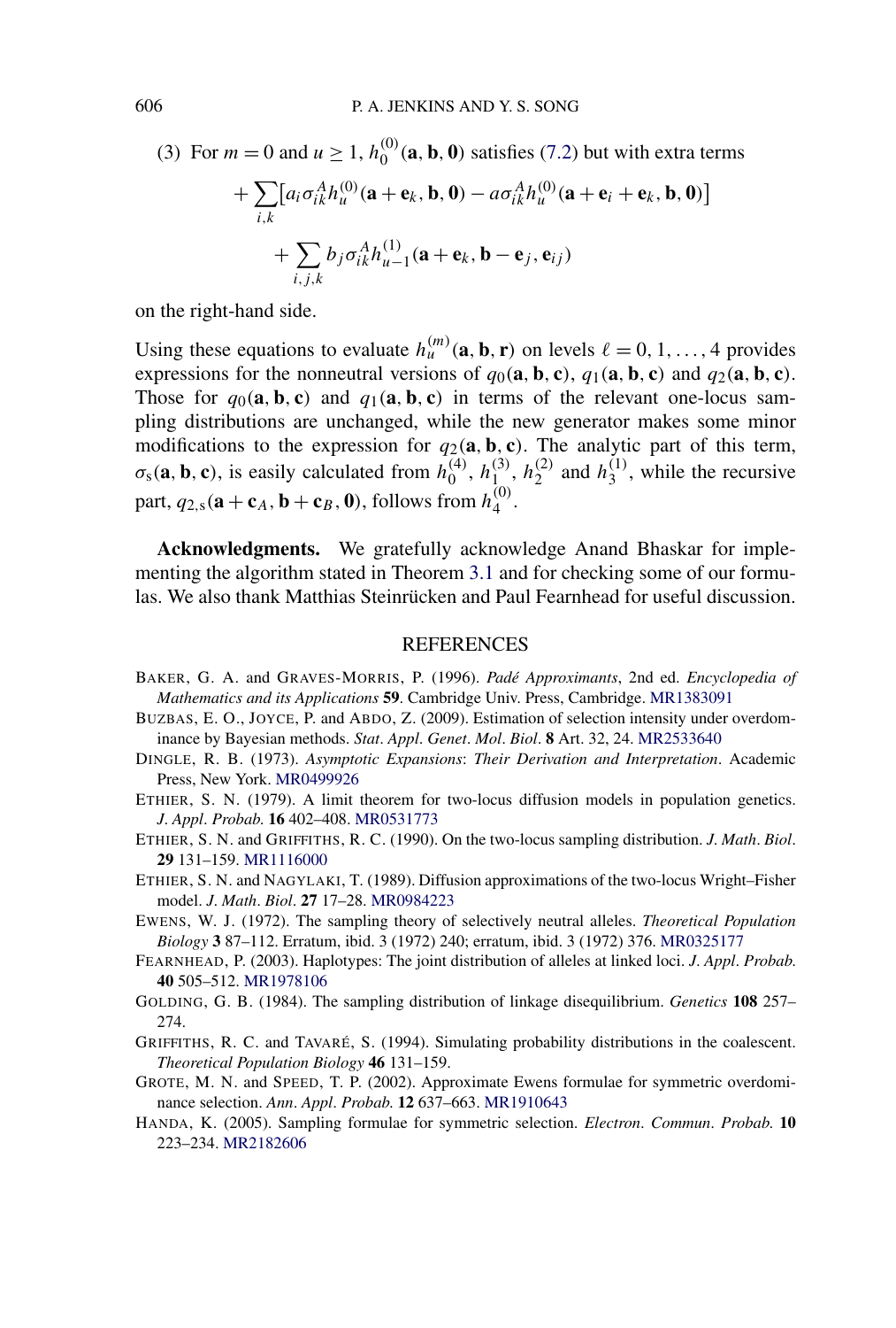(3) For $m = 0$ and $u \geq 1$, $h_0^{(0)}(\mathbf{a}, \mathbf{b}, \mathbf{0})$ satisfies (7.2) but with extra terms

$$+ \sum_{i,k} \big[ a_i \sigma_{ik}^A h_u^{(0)}(\mathbf{a} + \mathbf{e}_k, \mathbf{b}, \mathbf{0}) - a \sigma_{ik}^A h_u^{(0)}(\mathbf{a} + \mathbf{e}_i + \mathbf{e}_k, \mathbf{b}, \mathbf{0}) \big]$$

$$+ \sum_{i,j,k} b_j \sigma_{ik}^A h_{u-1}^{(1)}(\mathbf{a} + \mathbf{e}_k, \mathbf{b} - \mathbf{e}_j, \mathbf{e}_{ij})$$

on the right-hand side.

Using these equations to evaluate $h_u^{(m)}(\mathbf{a}, \mathbf{b}, \mathbf{r})$ on levels $\ell = 0, 1, \ldots, 4$ provides expressions for the nonneutral versions of $q_0(\mathbf{a}, \mathbf{b}, \mathbf{c})$, $q_1(\mathbf{a}, \mathbf{b}, \mathbf{c})$ and $q_2(\mathbf{a}, \mathbf{b}, \mathbf{c})$. Those for $q_0(\mathbf{a}, \mathbf{b}, \mathbf{c})$ and $q_1(\mathbf{a}, \mathbf{b}, \mathbf{c})$ in terms of the relevant one-locus sampling distributions are unchanged, while the new generator makes some minor modifications to the expression for $q_2(\mathbf{a}, \mathbf{b}, \mathbf{c})$. The analytic part of this term, $\sigma_s(\mathbf{a}, \mathbf{b}, \mathbf{c})$, is easily calculated from $h_0^{(4)}$, $h_1^{(3)}$, $h_2^{(2)}$ and $h_3^{(1)}$, while the recursive part, $q_{2,s}(\mathbf{a} + \mathbf{c}_A, \mathbf{b} + \mathbf{c}_B, \mathbf{0})$, follows from $h_4^{(0)}$.

**Acknowledgments.** We gratefully acknowledge Anand Bhaskar for implementing the algorithm stated in Theorem 3.1 and for checking some of our formulas. We also thank Matthias Steinrücken and Paul Fearnhead for useful discussion.

## REFERENCES

BAKER, G. A. and GRAVES-MORRIS, P. (1996). *Padé Approximants*, 2nd ed. *Encyclopedia of Mathematics and its Applications* **59**. Cambridge Univ. Press, Cambridge. MR1383091

BUZBAS, E. O., JOYCE, P. and ABDO, Z. (2009). Estimation of selection intensity under overdominance by Bayesian methods. *Stat. Appl. Genet. Mol. Biol.* **8** Art. 32, 24. MR2533640

DINGLE, R. B. (1973). *Asymptotic Expansions: Their Derivation and Interpretation*. Academic Press, New York. MR0499926

ETHIER, S. N. (1979). A limit theorem for two-locus diffusion models in population genetics. *J. Appl. Probab.* **16** 402–408. MR0531773

ETHIER, S. N. and GRIFFITHS, R. C. (1990). On the two-locus sampling distribution. *J. Math. Biol.* **29** 131–159. MR1116000

ETHIER, S. N. and NAGYLAKI, T. (1989). Diffusion approximations of the two-locus Wright–Fisher model. *J. Math. Biol.* **27** 17–28. MR0984223

EWENS, W. J. (1972). The sampling theory of selectively neutral alleles. *Theoretical Population Biology* **3** 87–112. Erratum, ibid. 3 (1972) 240; erratum, ibid. 3 (1972) 376. MR0325177

FEARNHEAD, P. (2003). Haplotypes: The joint distribution of alleles at linked loci. *J. Appl. Probab.* **40** 505–512. MR1978106

GOLDING, G. B. (1984). The sampling distribution of linkage disequilibrium. *Genetics* **108** 257–274.

GRIFFITHS, R. C. and TAVARÉ, S. (1994). Simulating probability distributions in the coalescent. *Theoretical Population Biology* **46** 131–159.

GROTE, M. N. and SPEED, T. P. (2002). Approximate Ewens formulae for symmetric overdominance selection. *Ann. Appl. Probab.* **12** 637–663. MR1910643

HANDA, K. (2005). Sampling formulae for symmetric selection. *Electron. Commun. Probab.* **10** 223–234. MR2182606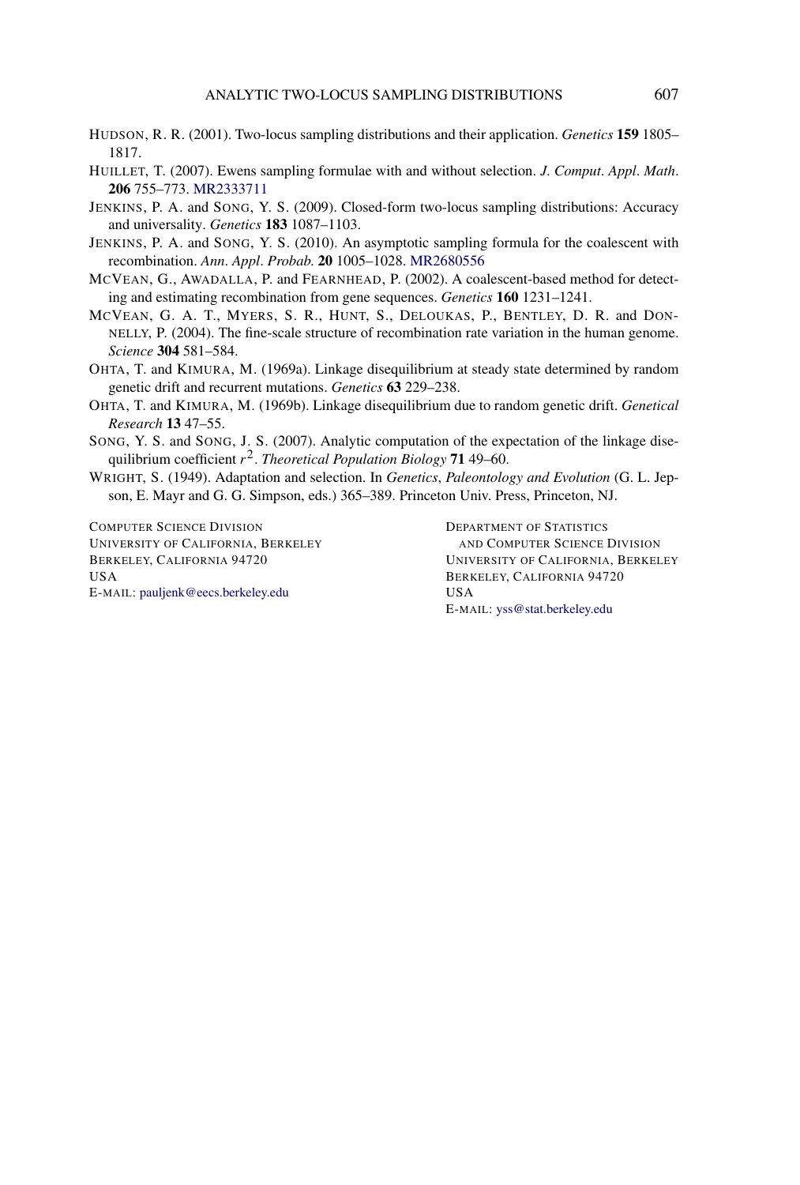HUDSON, R. R. (2001). Two-locus sampling distributions and their application. *Genetics* **159** 1805–1817.

HUILLET, T. (2007). Ewens sampling formulae with and without selection. *J. Comput. Appl. Math.* **206** 755–773. MR2333711

JENKINS, P. A. and SONG, Y. S. (2009). Closed-form two-locus sampling distributions: Accuracy and universality. *Genetics* **183** 1087–1103.

JENKINS, P. A. and SONG, Y. S. (2010). An asymptotic sampling formula for the coalescent with recombination. *Ann. Appl. Probab.* **20** 1005–1028. MR2680556

MCVEAN, G., AWADALLA, P. and FEARNHEAD, P. (2002). A coalescent-based method for detecting and estimating recombination from gene sequences. *Genetics* **160** 1231–1241.

MCVEAN, G. A. T., MYERS, S. R., HUNT, S., DELOUKAS, P., BENTLEY, D. R. and DONNELLY, P. (2004). The fine-scale structure of recombination rate variation in the human genome. *Science* **304** 581–584.

OHTA, T. and KIMURA, M. (1969a). Linkage disequilibrium at steady state determined by random genetic drift and recurrent mutations. *Genetics* **63** 229–238.

OHTA, T. and KIMURA, M. (1969b). Linkage disequilibrium due to random genetic drift. *Genetical Research* **13** 47–55.

SONG, Y. S. and SONG, J. S. (2007). Analytic computation of the expectation of the linkage disequilibrium coefficient $r^2$. *Theoretical Population Biology* **71** 49–60.

WRIGHT, S. (1949). Adaptation and selection. In *Genetics, Paleontology and Evolution* (G. L. Jepson, E. Mayr and G. G. Simpson, eds.) 365–389. Princeton Univ. Press, Princeton, NJ.

COMPUTER SCIENCE DIVISION
UNIVERSITY OF CALIFORNIA, BERKELEY
BERKELEY, CALIFORNIA 94720
USA
E-MAIL: pauljenk@eecs.berkeley.edu

DEPARTMENT OF STATISTICS
AND COMPUTER SCIENCE DIVISION
UNIVERSITY OF CALIFORNIA, BERKELEY
BERKELEY, CALIFORNIA 94720
USA
E-MAIL: yss@stat.berkeley.edu